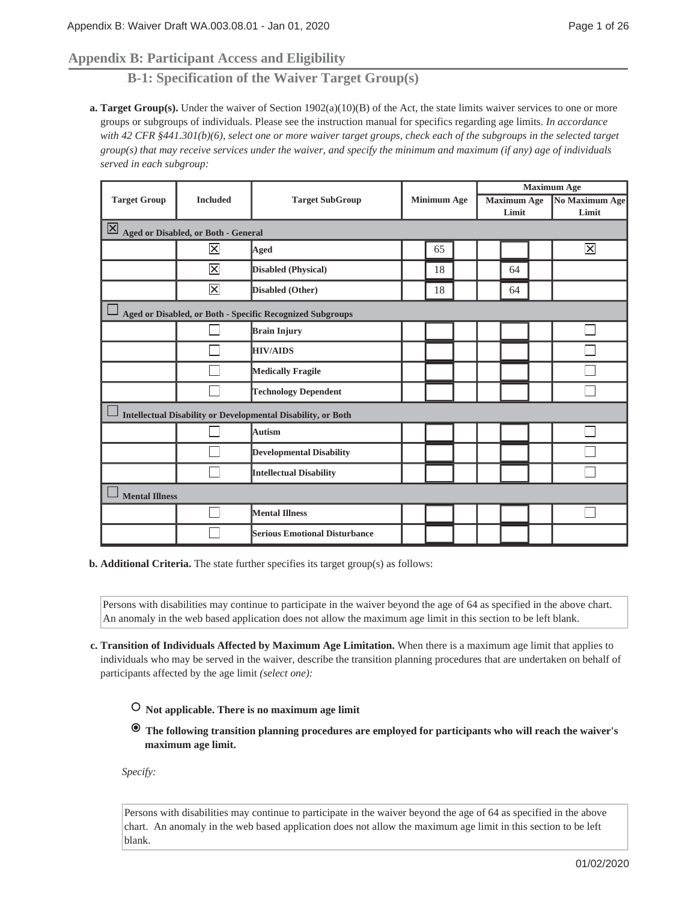# Appendix B: Participant Access and Eligibility

## B-1: Specification of the Waiver Target Group(s)

**a. Target Group(s).** Under the waiver of Section 1902(a)(10)(B) of the Act, the state limits waiver services to one or more groups or subgroups of individuals. Please see the instruction manual for specifics regarding age limits. *In accordance with 42 CFR §441.301(b)(6), select one or more waiver target groups, check each of the subgroups in the selected target group(s) that may receive services under the waiver, and specify the minimum and maximum (if any) age of individuals served in each subgroup:*

| Target Group | Included | Target SubGroup | Minimum Age | Maximum Age | |
|---|---|---|---|---|---|
| | | | | Maximum Age Limit | No Maximum Age Limit |
| ☒ **Aged or Disabled, or Both - General** | | | | | |
| | ☒ | **Aged** | 65 | | ☒ |
| | ☒ | **Disabled (Physical)** | 18 | 64 | |
| | ☒ | **Disabled (Other)** | 18 | 64 | |
| ☐ **Aged or Disabled, or Both - Specific Recognized Subgroups** | | | | | |
| | ☐ | **Brain Injury** | | | ☐ |
| | ☐ | **HIV/AIDS** | | | ☐ |
| | ☐ | **Medically Fragile** | | | ☐ |
| | ☐ | **Technology Dependent** | | | ☐ |
| ☐ **Intellectual Disability or Developmental Disability, or Both** | | | | | |
| | ☐ | **Autism** | | | ☐ |
| | ☐ | **Developmental Disability** | | | ☐ |
| | ☐ | **Intellectual Disability** | | | ☐ |
| ☐ **Mental Illness** | | | | | |
| | ☐ | **Mental Illness** | | | ☐ |
| | ☐ | **Serious Emotional Disturbance** | | | |

**b. Additional Criteria.** The state further specifies its target group(s) as follows:

Persons with disabilities may continue to participate in the waiver beyond the age of 64 as specified in the above chart. An anomaly in the web based application does not allow the maximum age limit in this section to be left blank.

**c. Transition of Individuals Affected by Maximum Age Limitation.** When there is a maximum age limit that applies to individuals who may be served in the waiver, describe the transition planning procedures that are undertaken on behalf of participants affected by the age limit *(select one):*

- ○ **Not applicable. There is no maximum age limit**
- ◉ **The following transition planning procedures are employed for participants who will reach the waiver's maximum age limit.**

*Specify:*

Persons with disabilities may continue to participate in the waiver beyond the age of 64 as specified in the above chart. An anomaly in the web based application does not allow the maximum age limit in this section to be left blank.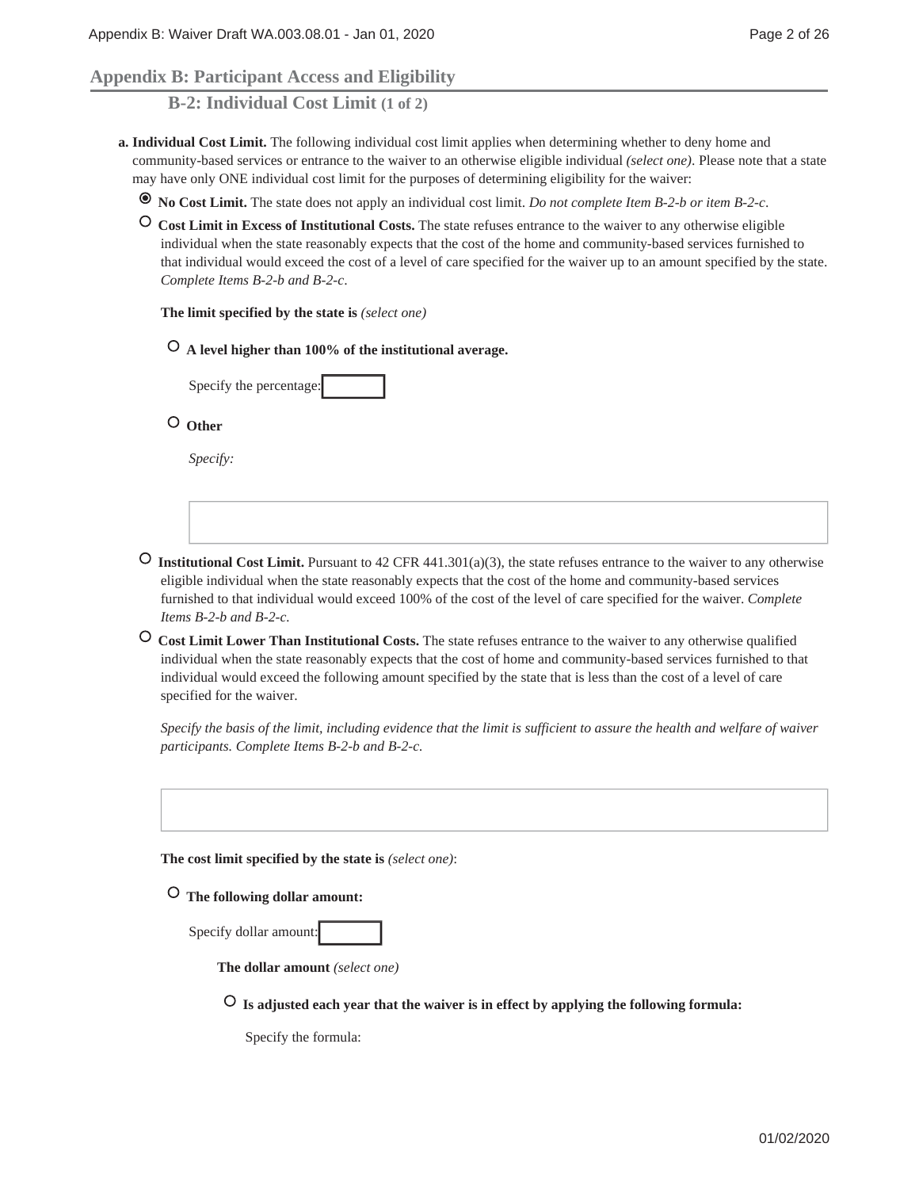## Appendix B: Participant Access and Eligibility

### B-2: Individual Cost Limit (1 of 2)

**a. Individual Cost Limit.** The following individual cost limit applies when determining whether to deny home and community-based services or entrance to the waiver to an otherwise eligible individual *(select one)*. Please note that a state may have only ONE individual cost limit for the purposes of determining eligibility for the waiver:

- ◉ **No Cost Limit.** The state does not apply an individual cost limit. *Do not complete Item B-2-b or item B-2-c.*
- ○ **Cost Limit in Excess of Institutional Costs.** The state refuses entrance to the waiver to any otherwise eligible individual when the state reasonably expects that the cost of the home and community-based services furnished to that individual would exceed the cost of a level of care specified for the waiver up to an amount specified by the state. *Complete Items B-2-b and B-2-c.*

  **The limit specified by the state is** *(select one)*

  - ○ **A level higher than 100% of the institutional average.**

    Specify the percentage:

  - ○ **Other**

    *Specify:*

- ○ **Institutional Cost Limit.** Pursuant to 42 CFR 441.301(a)(3), the state refuses entrance to the waiver to any otherwise eligible individual when the state reasonably expects that the cost of the home and community-based services furnished to that individual would exceed 100% of the cost of the level of care specified for the waiver. *Complete Items B-2-b and B-2-c.*
- ○ **Cost Limit Lower Than Institutional Costs.** The state refuses entrance to the waiver to any otherwise qualified individual when the state reasonably expects that the cost of home and community-based services furnished to that individual would exceed the following amount specified by the state that is less than the cost of a level of care specified for the waiver.

  *Specify the basis of the limit, including evidence that the limit is sufficient to assure the health and welfare of waiver participants. Complete Items B-2-b and B-2-c.*

  **The cost limit specified by the state is** *(select one)*:

  - ○ **The following dollar amount:**

    Specify dollar amount:

    **The dollar amount** *(select one)*

    - ○ **Is adjusted each year that the waiver is in effect by applying the following formula:**

      Specify the formula: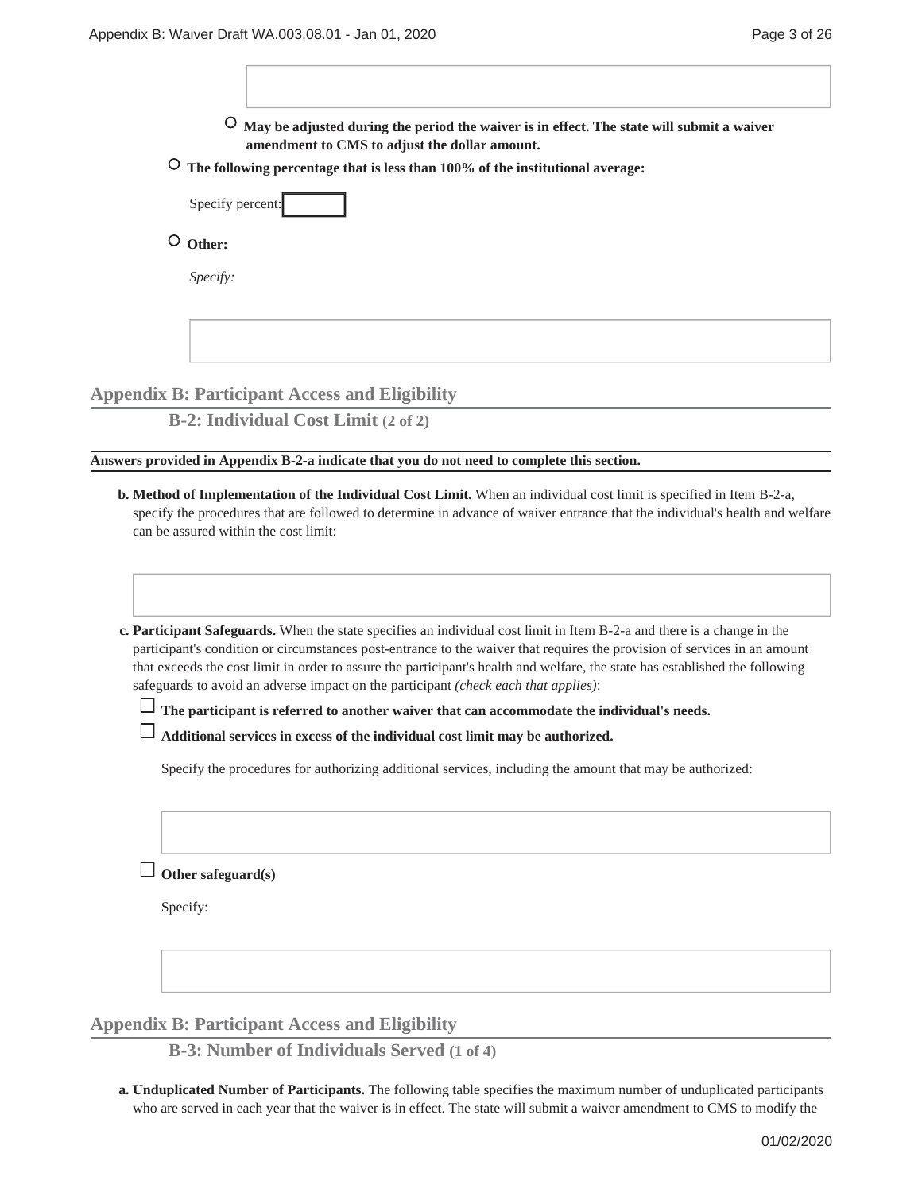○ **May be adjusted during the period the waiver is in effect. The state will submit a waiver amendment to CMS to adjust the dollar amount.**

○ **The following percentage that is less than 100% of the institutional average:**

Specify percent:

○ **Other:**

*Specify:*

## Appendix B: Participant Access and Eligibility

### B-2: Individual Cost Limit (2 of 2)

**Answers provided in Appendix B-2-a indicate that you do not need to complete this section.**

**b. Method of Implementation of the Individual Cost Limit.** When an individual cost limit is specified in Item B-2-a, specify the procedures that are followed to determine in advance of waiver entrance that the individual's health and welfare can be assured within the cost limit:

**c. Participant Safeguards.** When the state specifies an individual cost limit in Item B-2-a and there is a change in the participant's condition or circumstances post-entrance to the waiver that requires the provision of services in an amount that exceeds the cost limit in order to assure the participant's health and welfare, the state has established the following safeguards to avoid an adverse impact on the participant *(check each that applies)*:

☐ **The participant is referred to another waiver that can accommodate the individual's needs.**

☐ **Additional services in excess of the individual cost limit may be authorized.**

Specify the procedures for authorizing additional services, including the amount that may be authorized:

☐ **Other safeguard(s)**

Specify:

## Appendix B: Participant Access and Eligibility

### B-3: Number of Individuals Served (1 of 4)

**a. Unduplicated Number of Participants.** The following table specifies the maximum number of unduplicated participants who are served in each year that the waiver is in effect. The state will submit a waiver amendment to CMS to modify the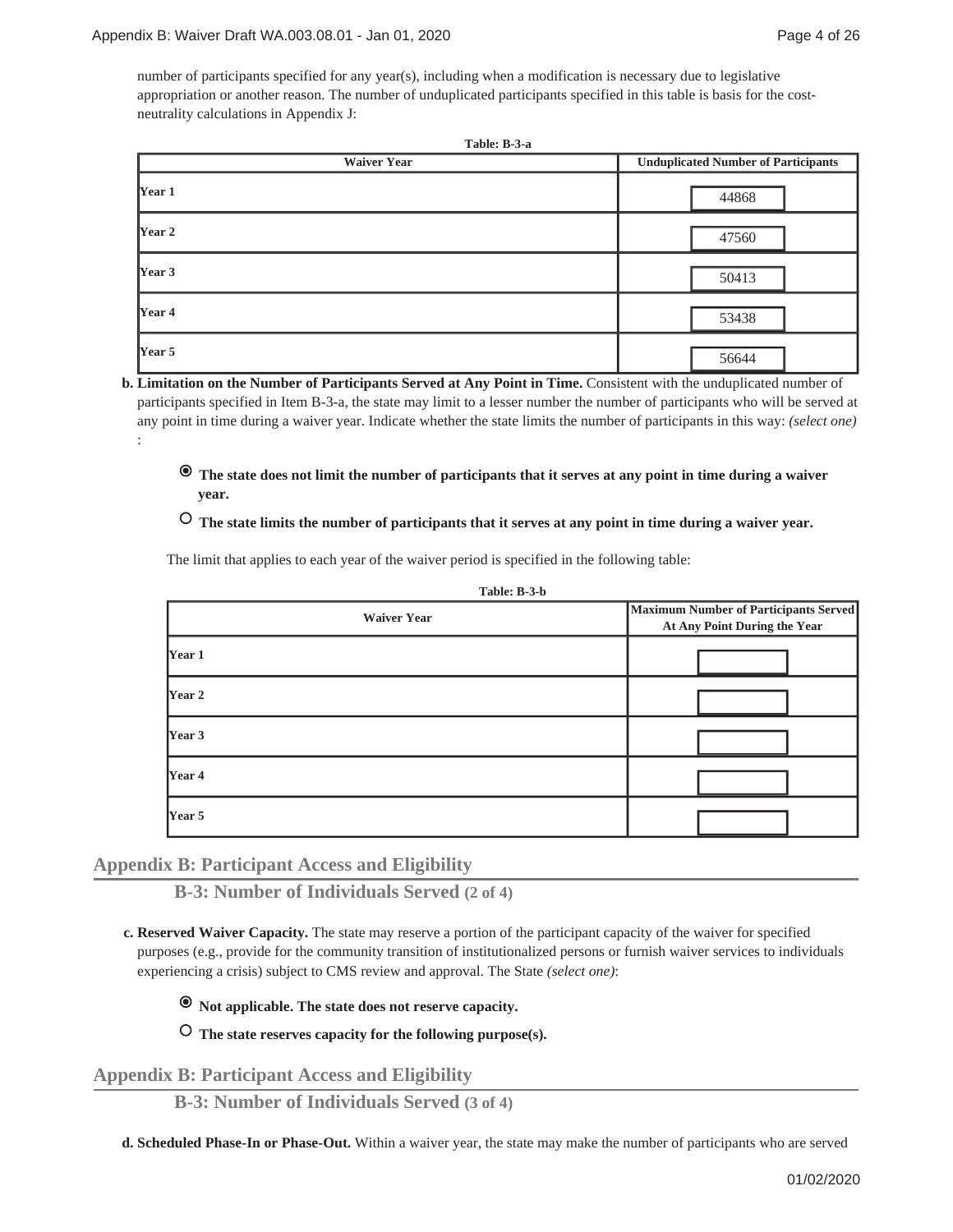number of participants specified for any year(s), including when a modification is necessary due to legislative appropriation or another reason. The number of unduplicated participants specified in this table is basis for the cost-neutrality calculations in Appendix J:

**Table: B-3-a**

| Waiver Year | Unduplicated Number of Participants |
| --- | --- |
| Year 1 | 44868 |
| Year 2 | 47560 |
| Year 3 | 50413 |
| Year 4 | 53438 |
| Year 5 | 56644 |

**b. Limitation on the Number of Participants Served at Any Point in Time.** Consistent with the unduplicated number of participants specified in Item B-3-a, the state may limit to a lesser number the number of participants who will be served at any point in time during a waiver year. Indicate whether the state limits the number of participants in this way: *(select one)* :

- ◉ **The state does not limit the number of participants that it serves at any point in time during a waiver year.**
- ○ **The state limits the number of participants that it serves at any point in time during a waiver year.**

The limit that applies to each year of the waiver period is specified in the following table:

**Table: B-3-b**

| Waiver Year | Maximum Number of Participants Served At Any Point During the Year |
| --- | --- |
| Year 1 | |
| Year 2 | |
| Year 3 | |
| Year 4 | |
| Year 5 | |

## Appendix B: Participant Access and Eligibility

### B-3: Number of Individuals Served (2 of 4)

**c. Reserved Waiver Capacity.** The state may reserve a portion of the participant capacity of the waiver for specified purposes (e.g., provide for the community transition of institutionalized persons or furnish waiver services to individuals experiencing a crisis) subject to CMS review and approval. The State *(select one)*:

- ◉ **Not applicable. The state does not reserve capacity.**
- ○ **The state reserves capacity for the following purpose(s).**

## Appendix B: Participant Access and Eligibility

### B-3: Number of Individuals Served (3 of 4)

**d. Scheduled Phase-In or Phase-Out.** Within a waiver year, the state may make the number of participants who are served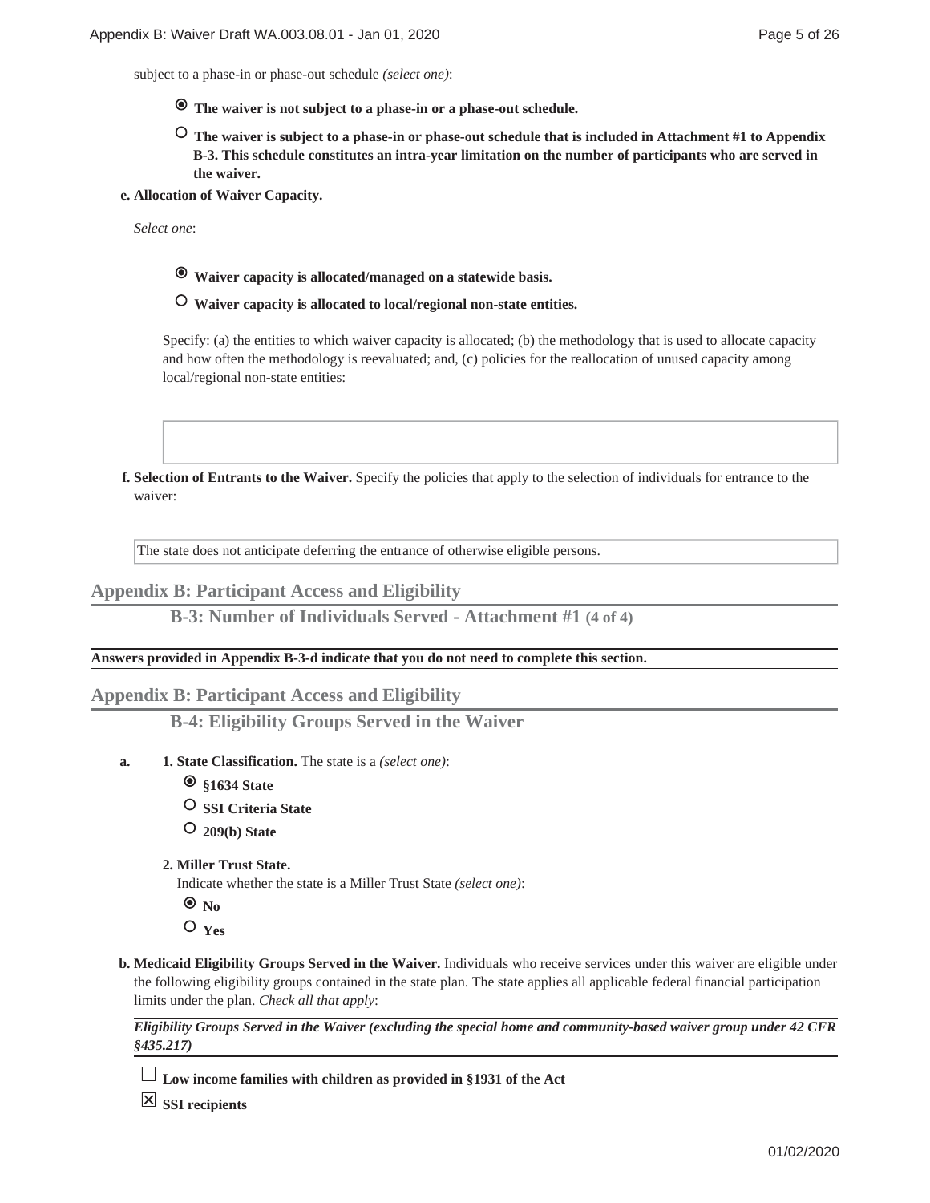subject to a phase-in or phase-out schedule *(select one)*:

- ◉ **The waiver is not subject to a phase-in or a phase-out schedule.**
- ○ **The waiver is subject to a phase-in or phase-out schedule that is included in Attachment #1 to Appendix B-3. This schedule constitutes an intra-year limitation on the number of participants who are served in the waiver.**

**e. Allocation of Waiver Capacity.**

*Select one*:

- ◉ **Waiver capacity is allocated/managed on a statewide basis.**
- ○ **Waiver capacity is allocated to local/regional non-state entities.**

Specify: (a) the entities to which waiver capacity is allocated; (b) the methodology that is used to allocate capacity and how often the methodology is reevaluated; and, (c) policies for the reallocation of unused capacity among local/regional non-state entities:

**f. Selection of Entrants to the Waiver.** Specify the policies that apply to the selection of individuals for entrance to the waiver:

The state does not anticipate deferring the entrance of otherwise eligible persons.

## Appendix B: Participant Access and Eligibility

### B-3: Number of Individuals Served - Attachment #1 (4 of 4)

**Answers provided in Appendix B-3-d indicate that you do not need to complete this section.**

## Appendix B: Participant Access and Eligibility

### B-4: Eligibility Groups Served in the Waiver

**a.** **1. State Classification.** The state is a *(select one)*:

- ◉ **§1634 State**
- ○ **SSI Criteria State**
- ○ **209(b) State**

**2. Miller Trust State.**

Indicate whether the state is a Miller Trust State *(select one)*:

- ◉ **No**
- ○ **Yes**

**b. Medicaid Eligibility Groups Served in the Waiver.** Individuals who receive services under this waiver are eligible under the following eligibility groups contained in the state plan. The state applies all applicable federal financial participation limits under the plan. *Check all that apply*:

***Eligibility Groups Served in the Waiver (excluding the special home and community-based waiver group under 42 CFR §435.217)***

- ☐ **Low income families with children as provided in §1931 of the Act**
- ☒ **SSI recipients**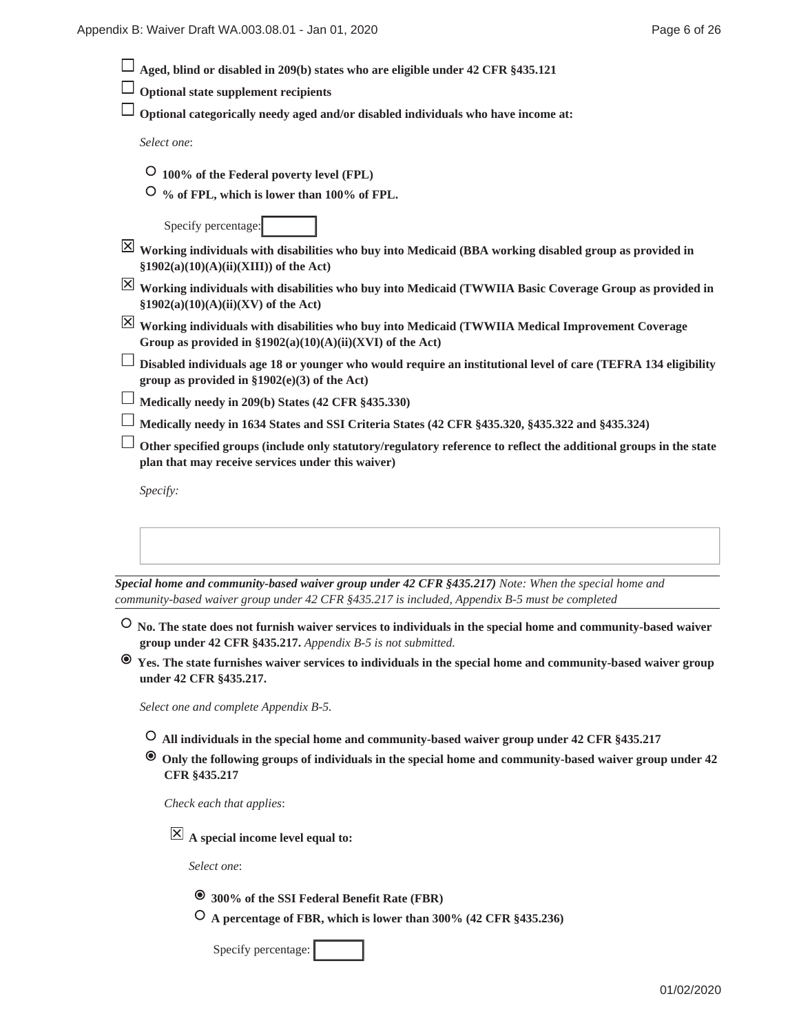- [ ] **Aged, blind or disabled in 209(b) states who are eligible under 42 CFR §435.121**
- [ ] **Optional state supplement recipients**
- [ ] **Optional categorically needy aged and/or disabled individuals who have income at:**

  *Select one*:

  - ○ **100% of the Federal poverty level (FPL)**
  - ○ **% of FPL, which is lower than 100% of FPL.**

    Specify percentage: ______

- [x] **Working individuals with disabilities who buy into Medicaid (BBA working disabled group as provided in §1902(a)(10)(A)(ii)(XIII)) of the Act)**
- [x] **Working individuals with disabilities who buy into Medicaid (TWWIIA Basic Coverage Group as provided in §1902(a)(10)(A)(ii)(XV) of the Act)**
- [x] **Working individuals with disabilities who buy into Medicaid (TWWIIA Medical Improvement Coverage Group as provided in §1902(a)(10)(A)(ii)(XVI) of the Act)**
- [ ] **Disabled individuals age 18 or younger who would require an institutional level of care (TEFRA 134 eligibility group as provided in §1902(e)(3) of the Act)**
- [ ] **Medically needy in 209(b) States (42 CFR §435.330)**
- [ ] **Medically needy in 1634 States and SSI Criteria States (42 CFR §435.320, §435.322 and §435.324)**
- [ ] **Other specified groups (include only statutory/regulatory reference to reflect the additional groups in the state plan that may receive services under this waiver)**

  *Specify:*

---

***Special home and community-based waiver group under 42 CFR §435.217)*** *Note: When the special home and community-based waiver group under 42 CFR §435.217 is included, Appendix B-5 must be completed*

---

- ○ **No. The state does not furnish waiver services to individuals in the special home and community-based waiver group under 42 CFR §435.217.** *Appendix B-5 is not submitted.*
- ◉ **Yes. The state furnishes waiver services to individuals in the special home and community-based waiver group under 42 CFR §435.217.**

  *Select one and complete Appendix B-5.*

  - ○ **All individuals in the special home and community-based waiver group under 42 CFR §435.217**
  - ◉ **Only the following groups of individuals in the special home and community-based waiver group under 42 CFR §435.217**

    *Check each that applies*:

    - [x] **A special income level equal to:**

      *Select one*:

      - ◉ **300% of the SSI Federal Benefit Rate (FBR)**
      - ○ **A percentage of FBR, which is lower than 300% (42 CFR §435.236)**

        Specify percentage: ______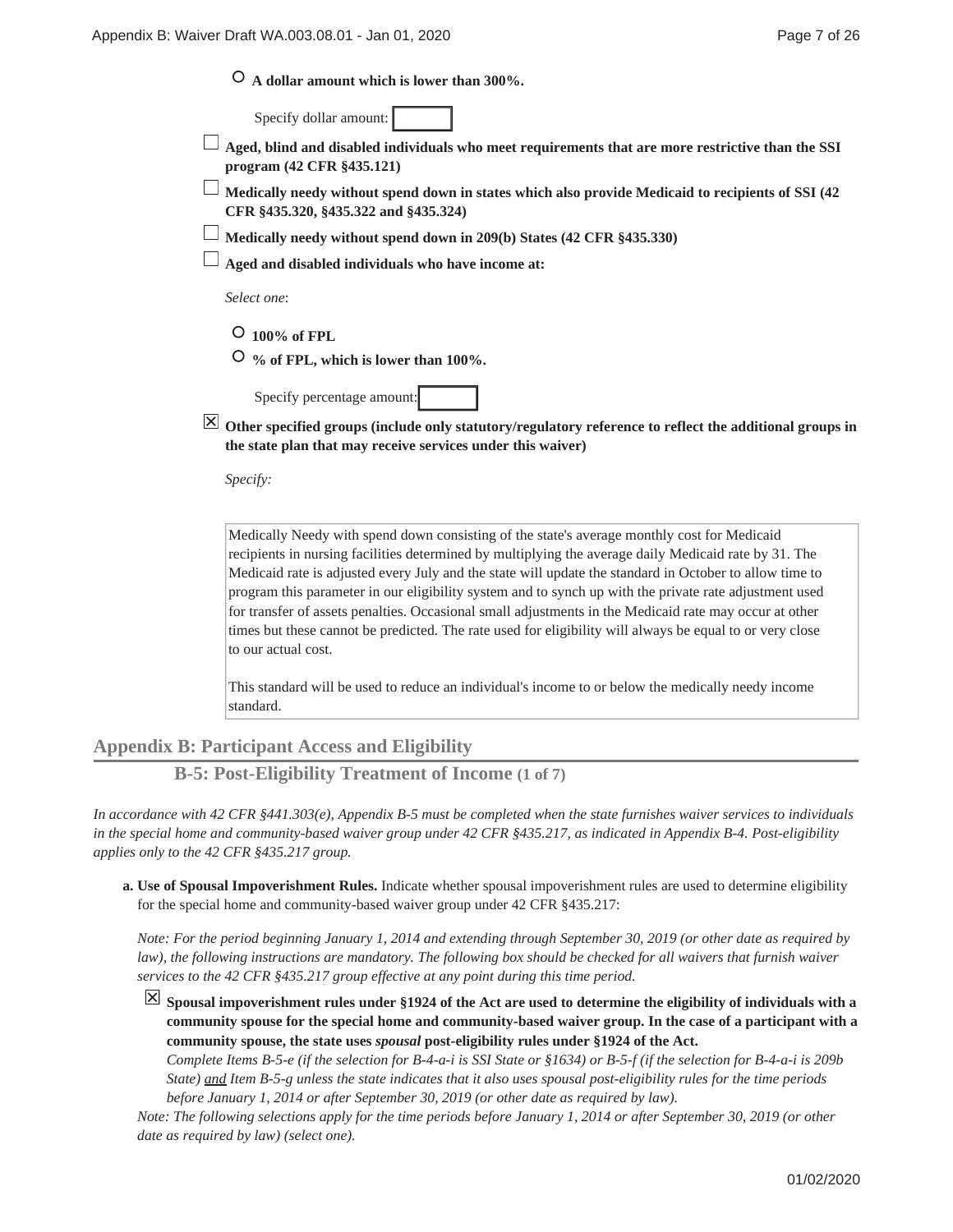○ **A dollar amount which is lower than 300%.**

Specify dollar amount: [ ]

☐ **Aged, blind and disabled individuals who meet requirements that are more restrictive than the SSI program (42 CFR §435.121)**

☐ **Medically needy without spend down in states which also provide Medicaid to recipients of SSI (42 CFR §435.320, §435.322 and §435.324)**

☐ **Medically needy without spend down in 209(b) States (42 CFR §435.330)**

☐ **Aged and disabled individuals who have income at:**

*Select one*:

○ **100% of FPL**

○ **% of FPL, which is lower than 100%.**

Specify percentage amount: [ ]

☒ **Other specified groups (include only statutory/regulatory reference to reflect the additional groups in the state plan that may receive services under this waiver)**

*Specify:*

Medically Needy with spend down consisting of the state's average monthly cost for Medicaid recipients in nursing facilities determined by multiplying the average daily Medicaid rate by 31. The Medicaid rate is adjusted every July and the state will update the standard in October to allow time to program this parameter in our eligibility system and to synch up with the private rate adjustment used for transfer of assets penalties. Occasional small adjustments in the Medicaid rate may occur at other times but these cannot be predicted. The rate used for eligibility will always be equal to or very close to our actual cost.

This standard will be used to reduce an individual's income to or below the medically needy income standard.

## Appendix B: Participant Access and Eligibility

### B-5: Post-Eligibility Treatment of Income (1 of 7)

*In accordance with 42 CFR §441.303(e), Appendix B-5 must be completed when the state furnishes waiver services to individuals in the special home and community-based waiver group under 42 CFR §435.217, as indicated in Appendix B-4. Post-eligibility applies only to the 42 CFR §435.217 group.*

**a. Use of Spousal Impoverishment Rules.** Indicate whether spousal impoverishment rules are used to determine eligibility for the special home and community-based waiver group under 42 CFR §435.217:

*Note: For the period beginning January 1, 2014 and extending through September 30, 2019 (or other date as required by law), the following instructions are mandatory. The following box should be checked for all waivers that furnish waiver services to the 42 CFR §435.217 group effective at any point during this time period.*

☒ **Spousal impoverishment rules under §1924 of the Act are used to determine the eligibility of individuals with a community spouse for the special home and community-based waiver group. In the case of a participant with a community spouse, the state uses *spousal* post-eligibility rules under §1924 of the Act.**

*Complete Items B-5-e (if the selection for B-4-a-i is SSI State or §1634) or B-5-f (if the selection for B-4-a-i is 209b State) and Item B-5-g unless the state indicates that it also uses spousal post-eligibility rules for the time periods before January 1, 2014 or after September 30, 2019 (or other date as required by law).*

*Note: The following selections apply for the time periods before January 1, 2014 or after September 30, 2019 (or other date as required by law) (select one).*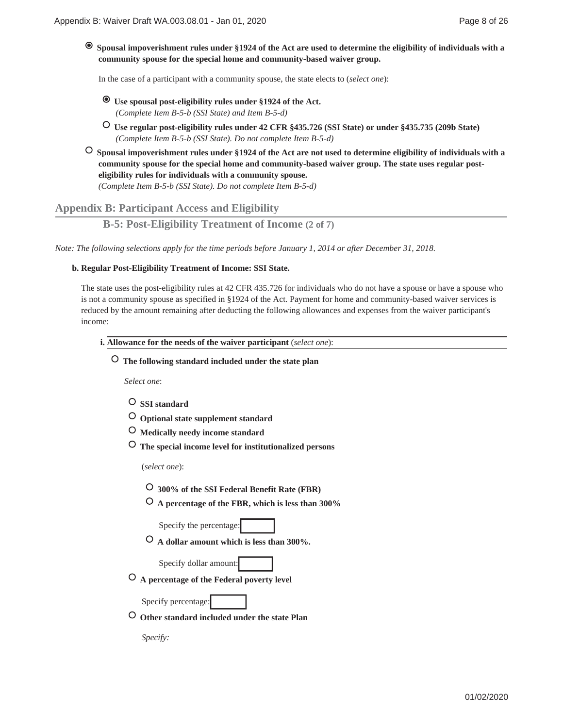◉ **Spousal impoverishment rules under §1924 of the Act are used to determine the eligibility of individuals with a community spouse for the special home and community-based waiver group.**

In the case of a participant with a community spouse, the state elects to (*select one*):

◉ **Use spousal post-eligibility rules under §1924 of the Act.**
*(Complete Item B-5-b (SSI State) and Item B-5-d)*

○ **Use regular post-eligibility rules under 42 CFR §435.726 (SSI State) or under §435.735 (209b State)**
*(Complete Item B-5-b (SSI State). Do not complete Item B-5-d)*

○ **Spousal impoverishment rules under §1924 of the Act are not used to determine eligibility of individuals with a community spouse for the special home and community-based waiver group. The state uses regular post-eligibility rules for individuals with a community spouse.**
*(Complete Item B-5-b (SSI State). Do not complete Item B-5-d)*

## Appendix B: Participant Access and Eligibility

### B-5: Post-Eligibility Treatment of Income (2 of 7)

*Note: The following selections apply for the time periods before January 1, 2014 or after December 31, 2018.*

**b. Regular Post-Eligibility Treatment of Income: SSI State.**

The state uses the post-eligibility rules at 42 CFR 435.726 for individuals who do not have a spouse or have a spouse who is not a community spouse as specified in §1924 of the Act. Payment for home and community-based waiver services is reduced by the amount remaining after deducting the following allowances and expenses from the waiver participant's income:

**i. Allowance for the needs of the waiver participant** (*select one*):

○ **The following standard included under the state plan**

*Select one*:

○ **SSI standard**

○ **Optional state supplement standard**

○ **Medically needy income standard**

○ **The special income level for institutionalized persons**

(*select one*):

○ **300% of the SSI Federal Benefit Rate (FBR)**

○ **A percentage of the FBR, which is less than 300%**

Specify the percentage:

○ **A dollar amount which is less than 300%.**

Specify dollar amount:

○ **A percentage of the Federal poverty level**

Specify percentage:

○ **Other standard included under the state Plan**

*Specify:*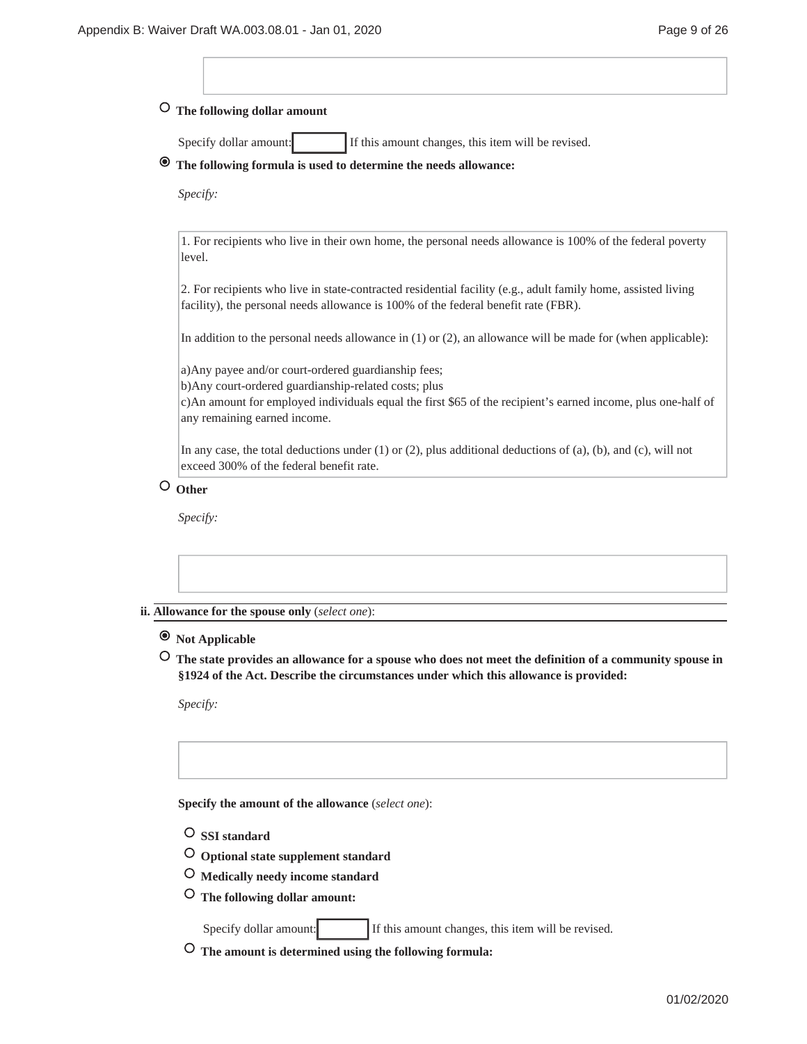○ **The following dollar amount**

Specify dollar amount: [ ] If this amount changes, this item will be revised.

◉ **The following formula is used to determine the needs allowance:**

*Specify:*

1. For recipients who live in their own home, the personal needs allowance is 100% of the federal poverty level.

2. For recipients who live in state-contracted residential facility (e.g., adult family home, assisted living facility), the personal needs allowance is 100% of the federal benefit rate (FBR).

In addition to the personal needs allowance in (1) or (2), an allowance will be made for (when applicable):

a)Any payee and/or court-ordered guardianship fees;
b)Any court-ordered guardianship-related costs; plus
c)An amount for employed individuals equal the first $65 of the recipient's earned income, plus one-half of any remaining earned income.

In any case, the total deductions under (1) or (2), plus additional deductions of (a), (b), and (c), will not exceed 300% of the federal benefit rate.

○ **Other**

*Specify:*

**ii. Allowance for the spouse only** (*select one*):

◉ **Not Applicable**

○ **The state provides an allowance for a spouse who does not meet the definition of a community spouse in §1924 of the Act. Describe the circumstances under which this allowance is provided:**

*Specify:*

**Specify the amount of the allowance** (*select one*):

○ **SSI standard**

○ **Optional state supplement standard**

○ **Medically needy income standard**

○ **The following dollar amount:**

Specify dollar amount: [ ] If this amount changes, this item will be revised.

○ **The amount is determined using the following formula:**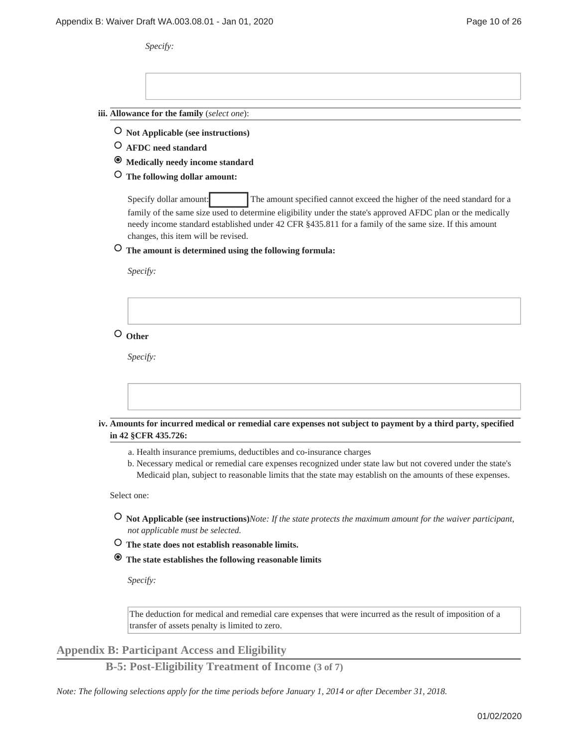*Specify:*

iii. **Allowance for the family** (*select one*):

- ○ **Not Applicable (see instructions)**
- ○ **AFDC need standard**
- ◉ **Medically needy income standard**
- ○ **The following dollar amount:**

  Specify dollar amount: [ ] The amount specified cannot exceed the higher of the need standard for a family of the same size used to determine eligibility under the state's approved AFDC plan or the medically needy income standard established under 42 CFR §435.811 for a family of the same size. If this amount changes, this item will be revised.

- ○ **The amount is determined using the following formula:**

  *Specify:*

- ○ **Other**

  *Specify:*

iv. **Amounts for incurred medical or remedial care expenses not subject to payment by a third party, specified in 42 §CFR 435.726:**

a. Health insurance premiums, deductibles and co-insurance charges
b. Necessary medical or remedial care expenses recognized under state law but not covered under the state's Medicaid plan, subject to reasonable limits that the state may establish on the amounts of these expenses.

Select one:

- ○ **Not Applicable (see instructions)** *Note: If the state protects the maximum amount for the waiver participant, not applicable must be selected.*
- ○ **The state does not establish reasonable limits.**
- ◉ **The state establishes the following reasonable limits**

  *Specify:*

  The deduction for medical and remedial care expenses that were incurred as the result of imposition of a transfer of assets penalty is limited to zero.

## Appendix B: Participant Access and Eligibility

### B-5: Post-Eligibility Treatment of Income (3 of 7)

*Note: The following selections apply for the time periods before January 1, 2014 or after December 31, 2018.*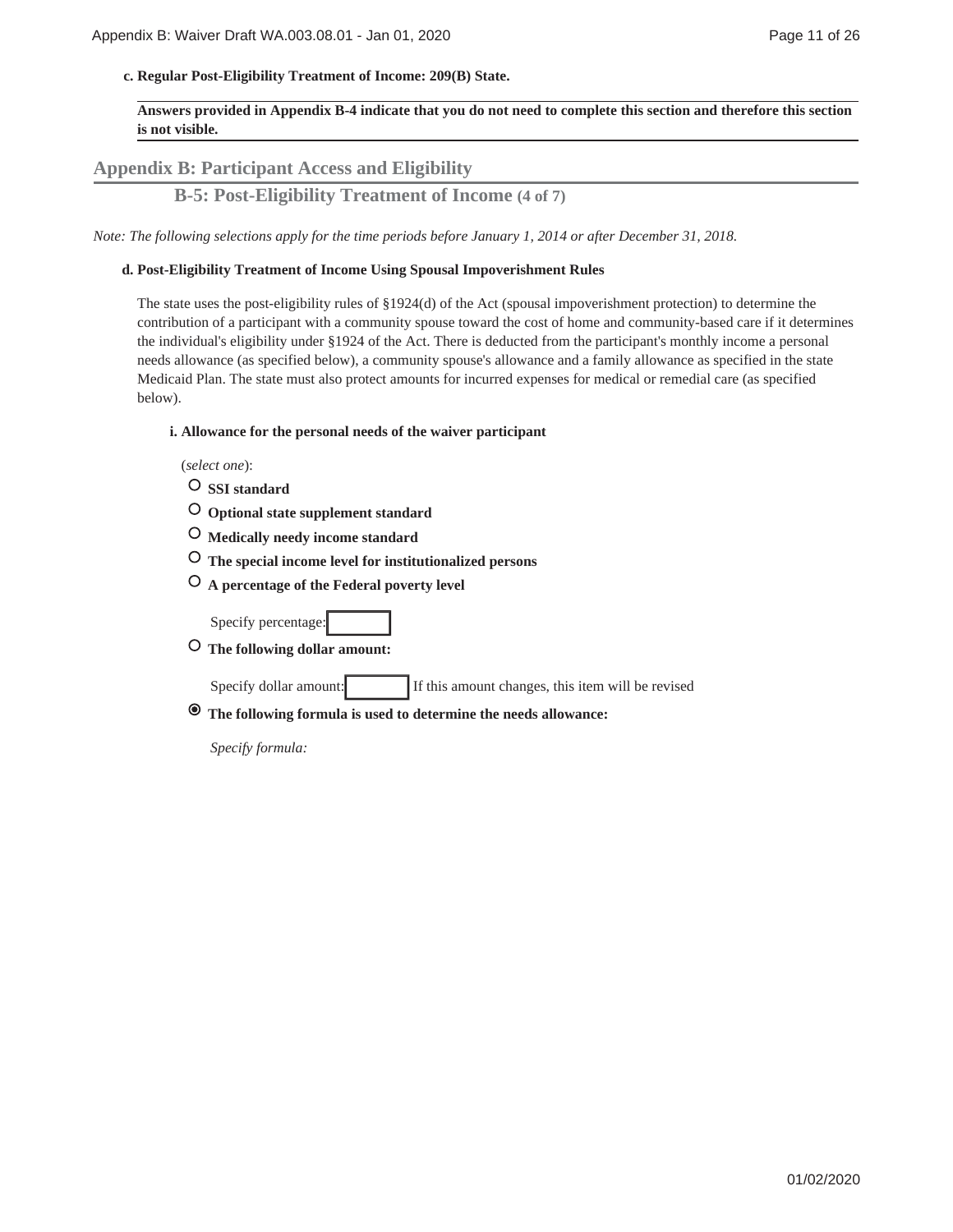**c. Regular Post-Eligibility Treatment of Income: 209(B) State.**

**Answers provided in Appendix B-4 indicate that you do not need to complete this section and therefore this section is not visible.**

## Appendix B: Participant Access and Eligibility

### B-5: Post-Eligibility Treatment of Income (4 of 7)

*Note: The following selections apply for the time periods before January 1, 2014 or after December 31, 2018.*

**d. Post-Eligibility Treatment of Income Using Spousal Impoverishment Rules**

The state uses the post-eligibility rules of §1924(d) of the Act (spousal impoverishment protection) to determine the contribution of a participant with a community spouse toward the cost of home and community-based care if it determines the individual's eligibility under §1924 of the Act. There is deducted from the participant's monthly income a personal needs allowance (as specified below), a community spouse's allowance and a family allowance as specified in the state Medicaid Plan. The state must also protect amounts for incurred expenses for medical or remedial care (as specified below).

**i. Allowance for the personal needs of the waiver participant**

(*select one*):

- ○ **SSI standard**
- ○ **Optional state supplement standard**
- ○ **Medically needy income standard**
- ○ **The special income level for institutionalized persons**
- ○ **A percentage of the Federal poverty level**

  Specify percentage:

- ○ **The following dollar amount:**

  Specify dollar amount: If this amount changes, this item will be revised

- ◉ **The following formula is used to determine the needs allowance:**

  *Specify formula:*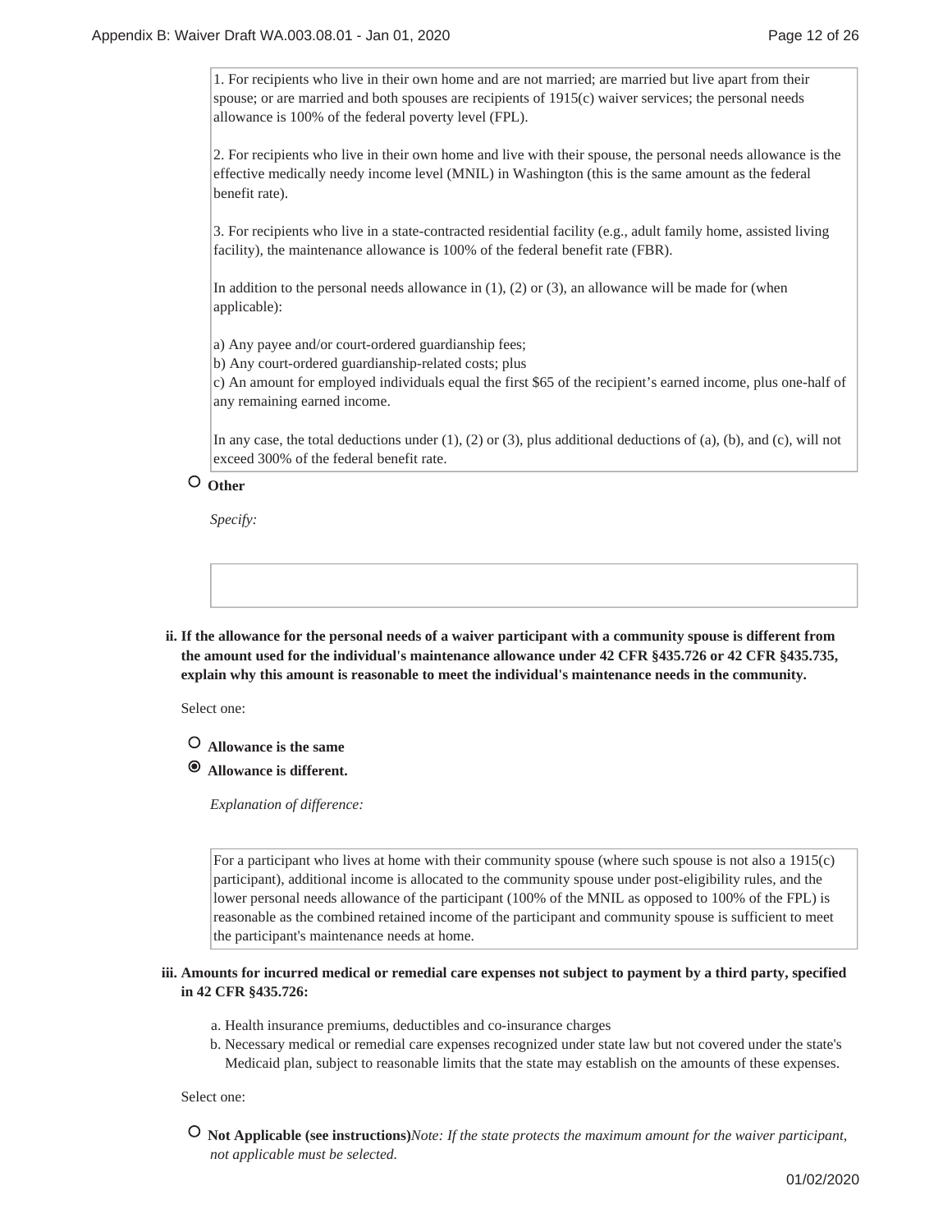1. For recipients who live in their own home and are not married; are married but live apart from their spouse; or are married and both spouses are recipients of 1915(c) waiver services; the personal needs allowance is 100% of the federal poverty level (FPL).

2. For recipients who live in their own home and live with their spouse, the personal needs allowance is the effective medically needy income level (MNIL) in Washington (this is the same amount as the federal benefit rate).

3. For recipients who live in a state-contracted residential facility (e.g., adult family home, assisted living facility), the maintenance allowance is 100% of the federal benefit rate (FBR).

In addition to the personal needs allowance in (1), (2) or (3), an allowance will be made for (when applicable):

a) Any payee and/or court-ordered guardianship fees;
b) Any court-ordered guardianship-related costs; plus
c) An amount for employed individuals equal the first $65 of the recipient's earned income, plus one-half of any remaining earned income.

In any case, the total deductions under (1), (2) or (3), plus additional deductions of (a), (b), and (c), will not exceed 300% of the federal benefit rate.

○ **Other**

*Specify:*

**ii. If the allowance for the personal needs of a waiver participant with a community spouse is different from the amount used for the individual's maintenance allowance under 42 CFR §435.726 or 42 CFR §435.735, explain why this amount is reasonable to meet the individual's maintenance needs in the community.**

Select one:

○ **Allowance is the same**

◉ **Allowance is different.**

*Explanation of difference:*

For a participant who lives at home with their community spouse (where such spouse is not also a 1915(c) participant), additional income is allocated to the community spouse under post-eligibility rules, and the lower personal needs allowance of the participant (100% of the MNIL as opposed to 100% of the FPL) is reasonable as the combined retained income of the participant and community spouse is sufficient to meet the participant's maintenance needs at home.

**iii. Amounts for incurred medical or remedial care expenses not subject to payment by a third party, specified in 42 CFR §435.726:**

a. Health insurance premiums, deductibles and co-insurance charges
b. Necessary medical or remedial care expenses recognized under state law but not covered under the state's Medicaid plan, subject to reasonable limits that the state may establish on the amounts of these expenses.

Select one:

○ **Not Applicable (see instructions)** *Note: If the state protects the maximum amount for the waiver participant, not applicable must be selected.*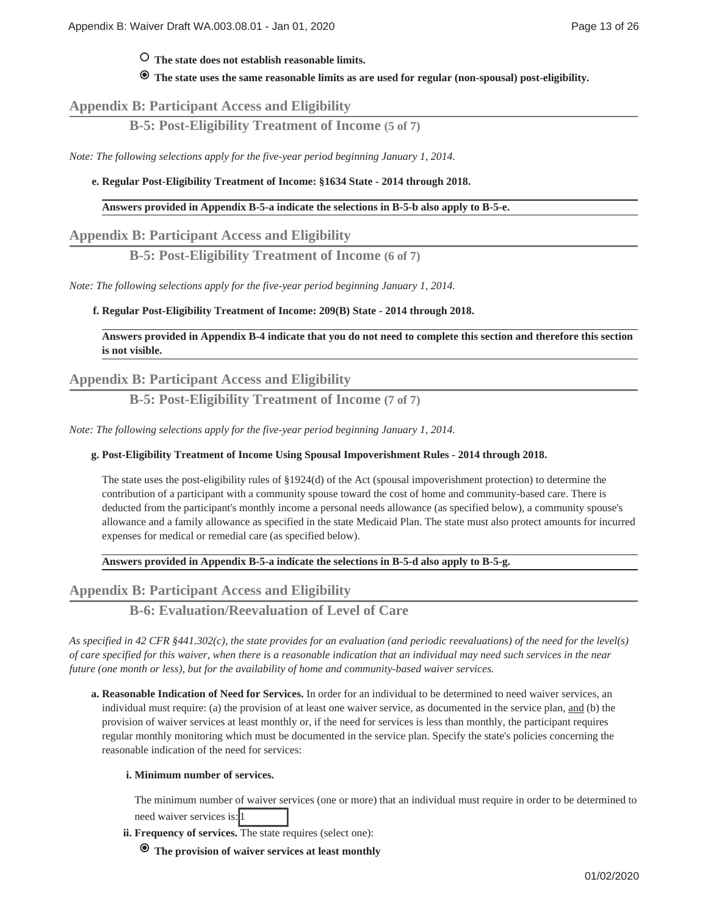○ **The state does not establish reasonable limits.**

◉ **The state uses the same reasonable limits as are used for regular (non-spousal) post-eligibility.**

## Appendix B: Participant Access and Eligibility

### B-5: Post-Eligibility Treatment of Income (5 of 7)

*Note: The following selections apply for the five-year period beginning January 1, 2014.*

**e. Regular Post-Eligibility Treatment of Income: §1634 State - 2014 through 2018.**

**Answers provided in Appendix B-5-a indicate the selections in B-5-b also apply to B-5-e.**

## Appendix B: Participant Access and Eligibility

### B-5: Post-Eligibility Treatment of Income (6 of 7)

*Note: The following selections apply for the five-year period beginning January 1, 2014.*

**f. Regular Post-Eligibility Treatment of Income: 209(B) State - 2014 through 2018.**

**Answers provided in Appendix B-4 indicate that you do not need to complete this section and therefore this section is not visible.**

## Appendix B: Participant Access and Eligibility

### B-5: Post-Eligibility Treatment of Income (7 of 7)

*Note: The following selections apply for the five-year period beginning January 1, 2014.*

**g. Post-Eligibility Treatment of Income Using Spousal Impoverishment Rules - 2014 through 2018.**

The state uses the post-eligibility rules of §1924(d) of the Act (spousal impoverishment protection) to determine the contribution of a participant with a community spouse toward the cost of home and community-based care. There is deducted from the participant's monthly income a personal needs allowance (as specified below), a community spouse's allowance and a family allowance as specified in the state Medicaid Plan. The state must also protect amounts for incurred expenses for medical or remedial care (as specified below).

**Answers provided in Appendix B-5-a indicate the selections in B-5-d also apply to B-5-g.**

## Appendix B: Participant Access and Eligibility

### B-6: Evaluation/Reevaluation of Level of Care

*As specified in 42 CFR §441.302(c), the state provides for an evaluation (and periodic reevaluations) of the need for the level(s) of care specified for this waiver, when there is a reasonable indication that an individual may need such services in the near future (one month or less), but for the availability of home and community-based waiver services.*

**a. Reasonable Indication of Need for Services.** In order for an individual to be determined to need waiver services, an individual must require: (a) the provision of at least one waiver service, as documented in the service plan, and (b) the provision of waiver services at least monthly or, if the need for services is less than monthly, the participant requires regular monthly monitoring which must be documented in the service plan. Specify the state's policies concerning the reasonable indication of the need for services:

**i. Minimum number of services.**

The minimum number of waiver services (one or more) that an individual must require in order to be determined to need waiver services is: 1

**ii. Frequency of services.** The state requires (select one):

◉ **The provision of waiver services at least monthly**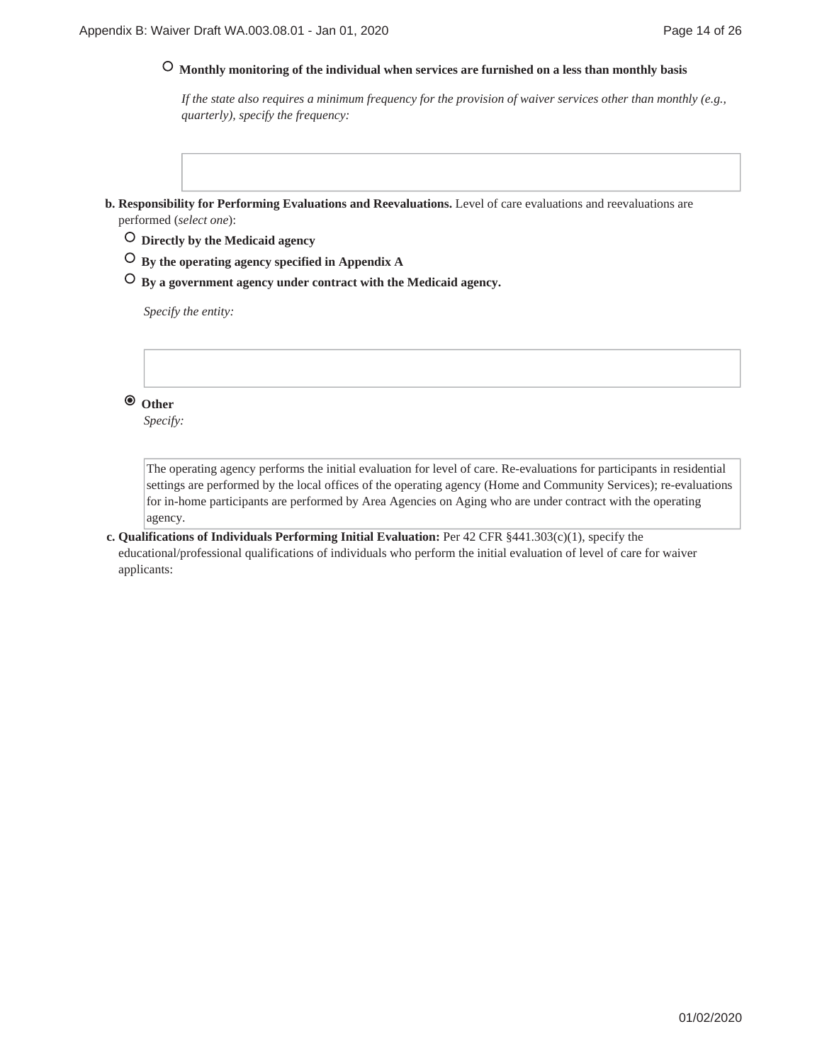○ **Monthly monitoring of the individual when services are furnished on a less than monthly basis**

*If the state also requires a minimum frequency for the provision of waiver services other than monthly (e.g., quarterly), specify the frequency:*

**b. Responsibility for Performing Evaluations and Reevaluations.** Level of care evaluations and reevaluations are performed (*select one*):

○ **Directly by the Medicaid agency**

○ **By the operating agency specified in Appendix A**

○ **By a government agency under contract with the Medicaid agency.**

*Specify the entity:*

◉ **Other**

*Specify:*

The operating agency performs the initial evaluation for level of care. Re-evaluations for participants in residential settings are performed by the local offices of the operating agency (Home and Community Services); re-evaluations for in-home participants are performed by Area Agencies on Aging who are under contract with the operating agency.

**c. Qualifications of Individuals Performing Initial Evaluation:** Per 42 CFR §441.303(c)(1), specify the educational/professional qualifications of individuals who perform the initial evaluation of level of care for waiver applicants: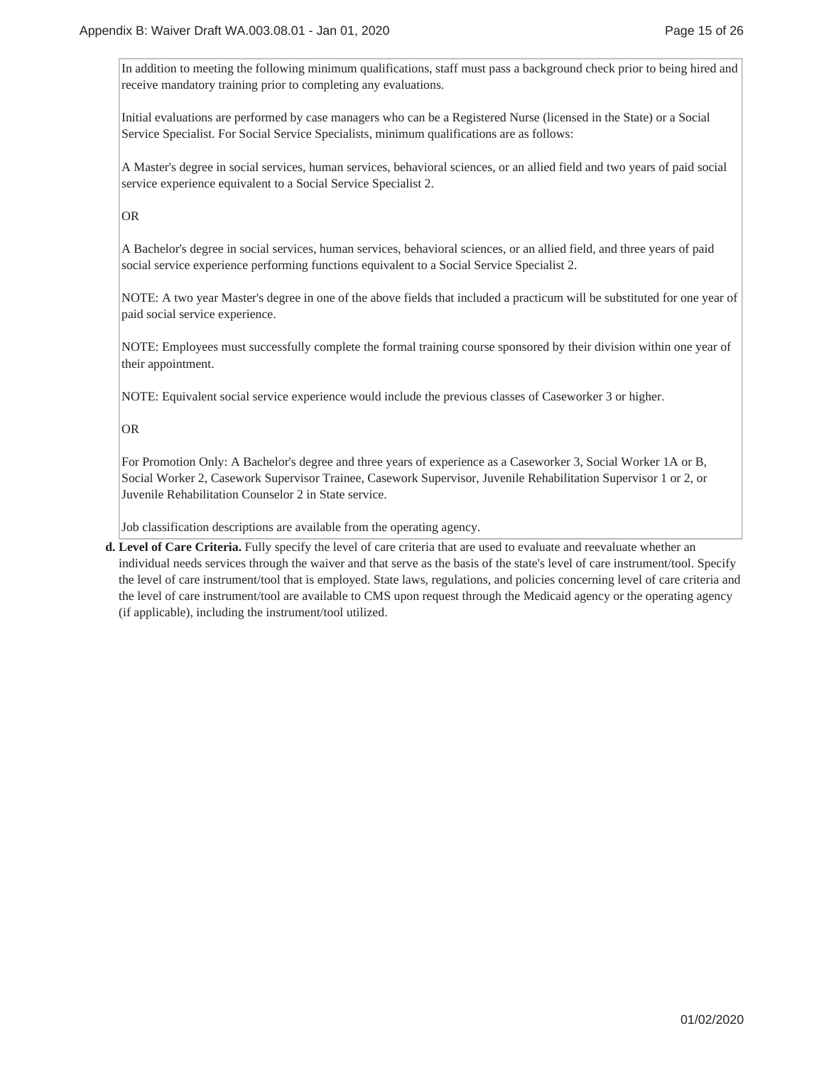In addition to meeting the following minimum qualifications, staff must pass a background check prior to being hired and receive mandatory training prior to completing any evaluations.

Initial evaluations are performed by case managers who can be a Registered Nurse (licensed in the State) or a Social Service Specialist. For Social Service Specialists, minimum qualifications are as follows:

A Master's degree in social services, human services, behavioral sciences, or an allied field and two years of paid social service experience equivalent to a Social Service Specialist 2.

OR

A Bachelor's degree in social services, human services, behavioral sciences, or an allied field, and three years of paid social service experience performing functions equivalent to a Social Service Specialist 2.

NOTE: A two year Master's degree in one of the above fields that included a practicum will be substituted for one year of paid social service experience.

NOTE: Employees must successfully complete the formal training course sponsored by their division within one year of their appointment.

NOTE: Equivalent social service experience would include the previous classes of Caseworker 3 or higher.

OR

For Promotion Only: A Bachelor's degree and three years of experience as a Caseworker 3, Social Worker 1A or B, Social Worker 2, Casework Supervisor Trainee, Casework Supervisor, Juvenile Rehabilitation Supervisor 1 or 2, or Juvenile Rehabilitation Counselor 2 in State service.

Job classification descriptions are available from the operating agency.

**d. Level of Care Criteria.** Fully specify the level of care criteria that are used to evaluate and reevaluate whether an individual needs services through the waiver and that serve as the basis of the state's level of care instrument/tool. Specify the level of care instrument/tool that is employed. State laws, regulations, and policies concerning level of care criteria and the level of care instrument/tool are available to CMS upon request through the Medicaid agency or the operating agency (if applicable), including the instrument/tool utilized.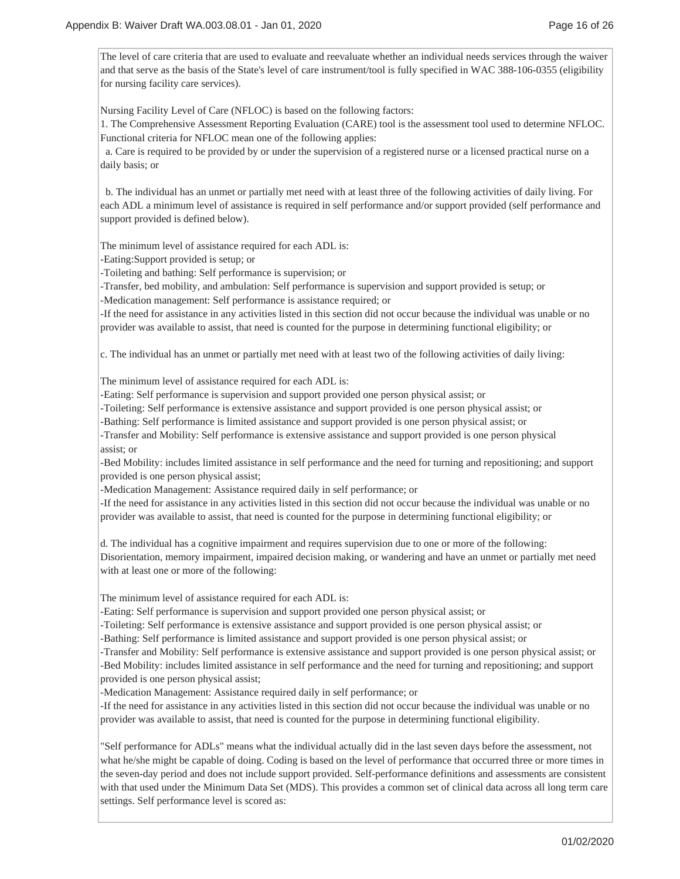The level of care criteria that are used to evaluate and reevaluate whether an individual needs services through the waiver and that serve as the basis of the State's level of care instrument/tool is fully specified in WAC 388-106-0355 (eligibility for nursing facility care services).

Nursing Facility Level of Care (NFLOC) is based on the following factors:
1. The Comprehensive Assessment Reporting Evaluation (CARE) tool is the assessment tool used to determine NFLOC. Functional criteria for NFLOC mean one of the following applies:
  a. Care is required to be provided by or under the supervision of a registered nurse or a licensed practical nurse on a daily basis; or

  b. The individual has an unmet or partially met need with at least three of the following activities of daily living. For each ADL a minimum level of assistance is required in self performance and/or support provided (self performance and support provided is defined below).

The minimum level of assistance required for each ADL is:
-Eating:Support provided is setup; or
-Toileting and bathing: Self performance is supervision; or
-Transfer, bed mobility, and ambulation: Self performance is supervision and support provided is setup; or
-Medication management: Self performance is assistance required; or
-If the need for assistance in any activities listed in this section did not occur because the individual was unable or no provider was available to assist, that need is counted for the purpose in determining functional eligibility; or

c. The individual has an unmet or partially met need with at least two of the following activities of daily living:

The minimum level of assistance required for each ADL is:
-Eating: Self performance is supervision and support provided one person physical assist; or
-Toileting: Self performance is extensive assistance and support provided is one person physical assist; or
-Bathing: Self performance is limited assistance and support provided is one person physical assist; or
-Transfer and Mobility: Self performance is extensive assistance and support provided is one person physical assist; or
-Bed Mobility: includes limited assistance in self performance and the need for turning and repositioning; and support provided is one person physical assist;
-Medication Management: Assistance required daily in self performance; or
-If the need for assistance in any activities listed in this section did not occur because the individual was unable or no provider was available to assist, that need is counted for the purpose in determining functional eligibility; or

d. The individual has a cognitive impairment and requires supervision due to one or more of the following: Disorientation, memory impairment, impaired decision making, or wandering and have an unmet or partially met need with at least one or more of the following:

The minimum level of assistance required for each ADL is:
-Eating: Self performance is supervision and support provided one person physical assist; or
-Toileting: Self performance is extensive assistance and support provided is one person physical assist; or
-Bathing: Self performance is limited assistance and support provided is one person physical assist; or
-Transfer and Mobility: Self performance is extensive assistance and support provided is one person physical assist; or
-Bed Mobility: includes limited assistance in self performance and the need for turning and repositioning; and support provided is one person physical assist;
-Medication Management: Assistance required daily in self performance; or
-If the need for assistance in any activities listed in this section did not occur because the individual was unable or no provider was available to assist, that need is counted for the purpose in determining functional eligibility.

"Self performance for ADLs" means what the individual actually did in the last seven days before the assessment, not what he/she might be capable of doing. Coding is based on the level of performance that occurred three or more times in the seven-day period and does not include support provided. Self-performance definitions and assessments are consistent with that used under the Minimum Data Set (MDS). This provides a common set of clinical data across all long term care settings. Self performance level is scored as: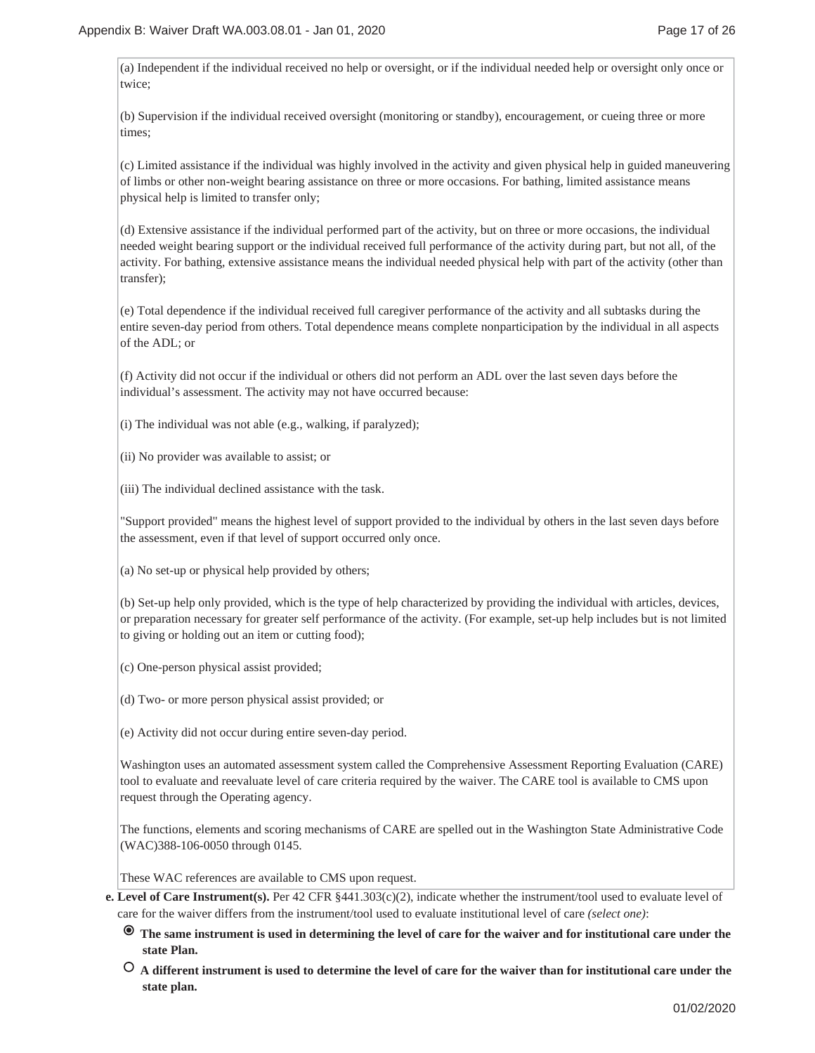(a) Independent if the individual received no help or oversight, or if the individual needed help or oversight only once or twice;

(b) Supervision if the individual received oversight (monitoring or standby), encouragement, or cueing three or more times;

(c) Limited assistance if the individual was highly involved in the activity and given physical help in guided maneuvering of limbs or other non-weight bearing assistance on three or more occasions. For bathing, limited assistance means physical help is limited to transfer only;

(d) Extensive assistance if the individual performed part of the activity, but on three or more occasions, the individual needed weight bearing support or the individual received full performance of the activity during part, but not all, of the activity. For bathing, extensive assistance means the individual needed physical help with part of the activity (other than transfer);

(e) Total dependence if the individual received full caregiver performance of the activity and all subtasks during the entire seven-day period from others. Total dependence means complete nonparticipation by the individual in all aspects of the ADL; or

(f) Activity did not occur if the individual or others did not perform an ADL over the last seven days before the individual's assessment. The activity may not have occurred because:

(i) The individual was not able (e.g., walking, if paralyzed);

(ii) No provider was available to assist; or

(iii) The individual declined assistance with the task.

"Support provided" means the highest level of support provided to the individual by others in the last seven days before the assessment, even if that level of support occurred only once.

(a) No set-up or physical help provided by others;

(b) Set-up help only provided, which is the type of help characterized by providing the individual with articles, devices, or preparation necessary for greater self performance of the activity. (For example, set-up help includes but is not limited to giving or holding out an item or cutting food);

(c) One-person physical assist provided;

(d) Two- or more person physical assist provided; or

(e) Activity did not occur during entire seven-day period.

Washington uses an automated assessment system called the Comprehensive Assessment Reporting Evaluation (CARE) tool to evaluate and reevaluate level of care criteria required by the waiver. The CARE tool is available to CMS upon request through the Operating agency.

The functions, elements and scoring mechanisms of CARE are spelled out in the Washington State Administrative Code (WAC)388-106-0050 through 0145.

These WAC references are available to CMS upon request.

**e. Level of Care Instrument(s).** Per 42 CFR §441.303(c)(2), indicate whether the instrument/tool used to evaluate level of care for the waiver differs from the instrument/tool used to evaluate institutional level of care *(select one)*:

◉ **The same instrument is used in determining the level of care for the waiver and for institutional care under the state Plan.**

○ **A different instrument is used to determine the level of care for the waiver than for institutional care under the state plan.**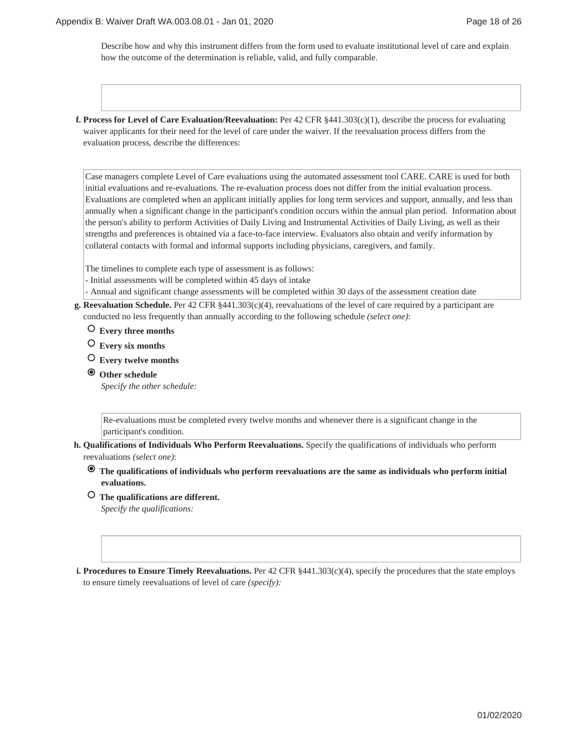Describe how and why this instrument differs from the form used to evaluate institutional level of care and explain how the outcome of the determination is reliable, valid, and fully comparable.

**f. Process for Level of Care Evaluation/Reevaluation:** Per 42 CFR §441.303(c)(1), describe the process for evaluating waiver applicants for their need for the level of care under the waiver. If the reevaluation process differs from the evaluation process, describe the differences:

Case managers complete Level of Care evaluations using the automated assessment tool CARE. CARE is used for both initial evaluations and re-evaluations. The re-evaluation process does not differ from the initial evaluation process. Evaluations are completed when an applicant initially applies for long term services and support, annually, and less than annually when a significant change in the participant's condition occurs within the annual plan period. Information about the person's ability to perform Activities of Daily Living and Instrumental Activities of Daily Living, as well as their strengths and preferences is obtained via a face-to-face interview. Evaluators also obtain and verify information by collateral contacts with formal and informal supports including physicians, caregivers, and family.

The timelines to complete each type of assessment is as follows:
- Initial assessments will be completed within 45 days of intake
- Annual and significant change assessments will be completed within 30 days of the assessment creation date

**g. Reevaluation Schedule.** Per 42 CFR §441.303(c)(4), reevaluations of the level of care required by a participant are conducted no less frequently than annually according to the following schedule *(select one)*:

- ○ **Every three months**
- ○ **Every six months**
- ○ **Every twelve months**
- ◉ **Other schedule**
  *Specify the other schedule:*

  Re-evaluations must be completed every twelve months and whenever there is a significant change in the participant's condition.

**h. Qualifications of Individuals Who Perform Reevaluations.** Specify the qualifications of individuals who perform reevaluations *(select one)*:

- ◉ **The qualifications of individuals who perform reevaluations are the same as individuals who perform initial evaluations.**
- ○ **The qualifications are different.**
  *Specify the qualifications:*

**i. Procedures to Ensure Timely Reevaluations.** Per 42 CFR §441.303(c)(4), specify the procedures that the state employs to ensure timely reevaluations of level of care *(specify):*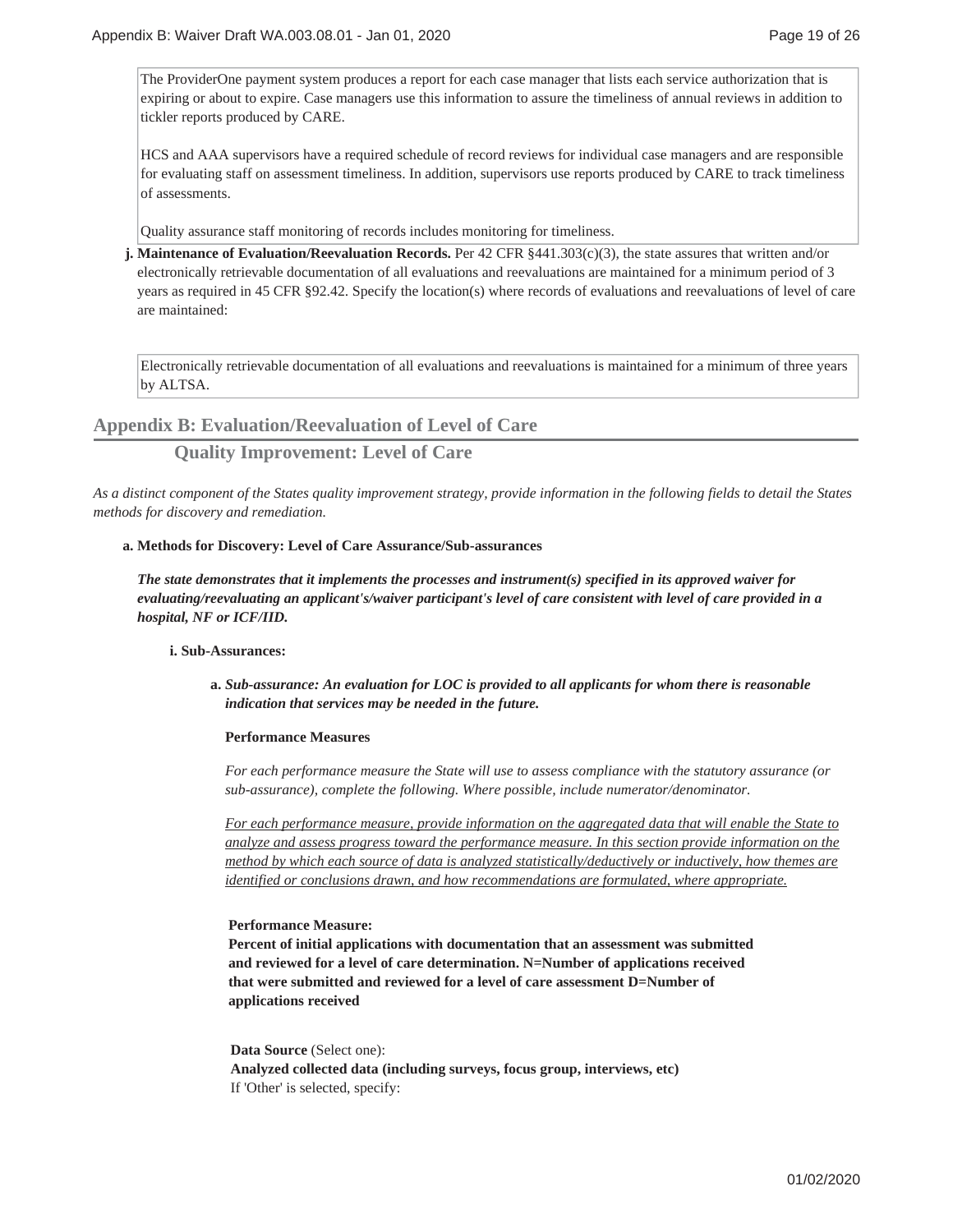The ProviderOne payment system produces a report for each case manager that lists each service authorization that is expiring or about to expire. Case managers use this information to assure the timeliness of annual reviews in addition to tickler reports produced by CARE.

HCS and AAA supervisors have a required schedule of record reviews for individual case managers and are responsible for evaluating staff on assessment timeliness. In addition, supervisors use reports produced by CARE to track timeliness of assessments.

Quality assurance staff monitoring of records includes monitoring for timeliness.

**j. Maintenance of Evaluation/Reevaluation Records.** Per 42 CFR §441.303(c)(3), the state assures that written and/or electronically retrievable documentation of all evaluations and reevaluations are maintained for a minimum period of 3 years as required in 45 CFR §92.42. Specify the location(s) where records of evaluations and reevaluations of level of care are maintained:

Electronically retrievable documentation of all evaluations and reevaluations is maintained for a minimum of three years by ALTSA.

## Appendix B: Evaluation/Reevaluation of Level of Care

### Quality Improvement: Level of Care

*As a distinct component of the States quality improvement strategy, provide information in the following fields to detail the States methods for discovery and remediation.*

**a. Methods for Discovery: Level of Care Assurance/Sub-assurances**

***The state demonstrates that it implements the processes and instrument(s) specified in its approved waiver for evaluating/reevaluating an applicant's/waiver participant's level of care consistent with level of care provided in a hospital, NF or ICF/IID.***

**i. Sub-Assurances:**

**a.** ***Sub-assurance: An evaluation for LOC is provided to all applicants for whom there is reasonable indication that services may be needed in the future.***

**Performance Measures**

*For each performance measure the State will use to assess compliance with the statutory assurance (or sub-assurance), complete the following. Where possible, include numerator/denominator.*

*For each performance measure, provide information on the aggregated data that will enable the State to analyze and assess progress toward the performance measure. In this section provide information on the method by which each source of data is analyzed statistically/deductively or inductively, how themes are identified or conclusions drawn, and how recommendations are formulated, where appropriate.*

**Performance Measure:**
**Percent of initial applications with documentation that an assessment was submitted and reviewed for a level of care determination. N=Number of applications received that were submitted and reviewed for a level of care assessment D=Number of applications received**

**Data Source** (Select one):
**Analyzed collected data (including surveys, focus group, interviews, etc)**
If 'Other' is selected, specify: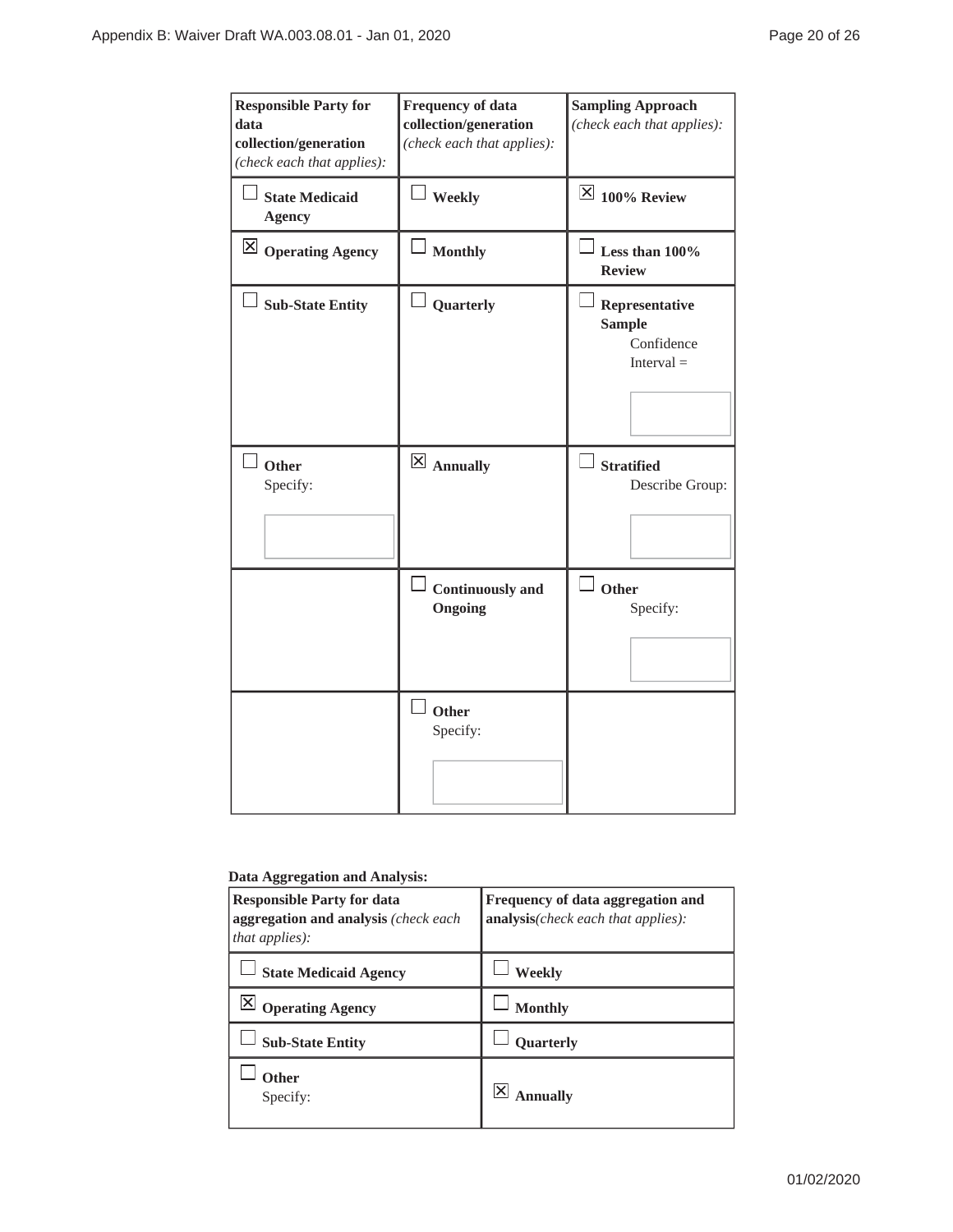| Responsible Party for data collection/generation *(check each that applies):* | Frequency of data collection/generation *(check each that applies):* | Sampling Approach *(check each that applies):* |
|---|---|---|
| ☐ **State Medicaid Agency** | ☐ **Weekly** | ☒ **100% Review** |
| ☒ **Operating Agency** | ☐ **Monthly** | ☐ **Less than 100% Review** |
| ☐ **Sub-State Entity** | ☐ **Quarterly** | ☐ **Representative Sample** Confidence Interval = |
| ☐ **Other** Specify: | ☒ **Annually** | ☐ **Stratified** Describe Group: |
| | ☐ **Continuously and Ongoing** | ☐ **Other** Specify: |
| | ☐ **Other** Specify: | |

**Data Aggregation and Analysis:**

| Responsible Party for data aggregation and analysis *(check each that applies):* | Frequency of data aggregation and analysis*(check each that applies):* |
|---|---|
| ☐ **State Medicaid Agency** | ☐ **Weekly** |
| ☒ **Operating Agency** | ☐ **Monthly** |
| ☐ **Sub-State Entity** | ☐ **Quarterly** |
| ☐ **Other** Specify: | ☒ **Annually** |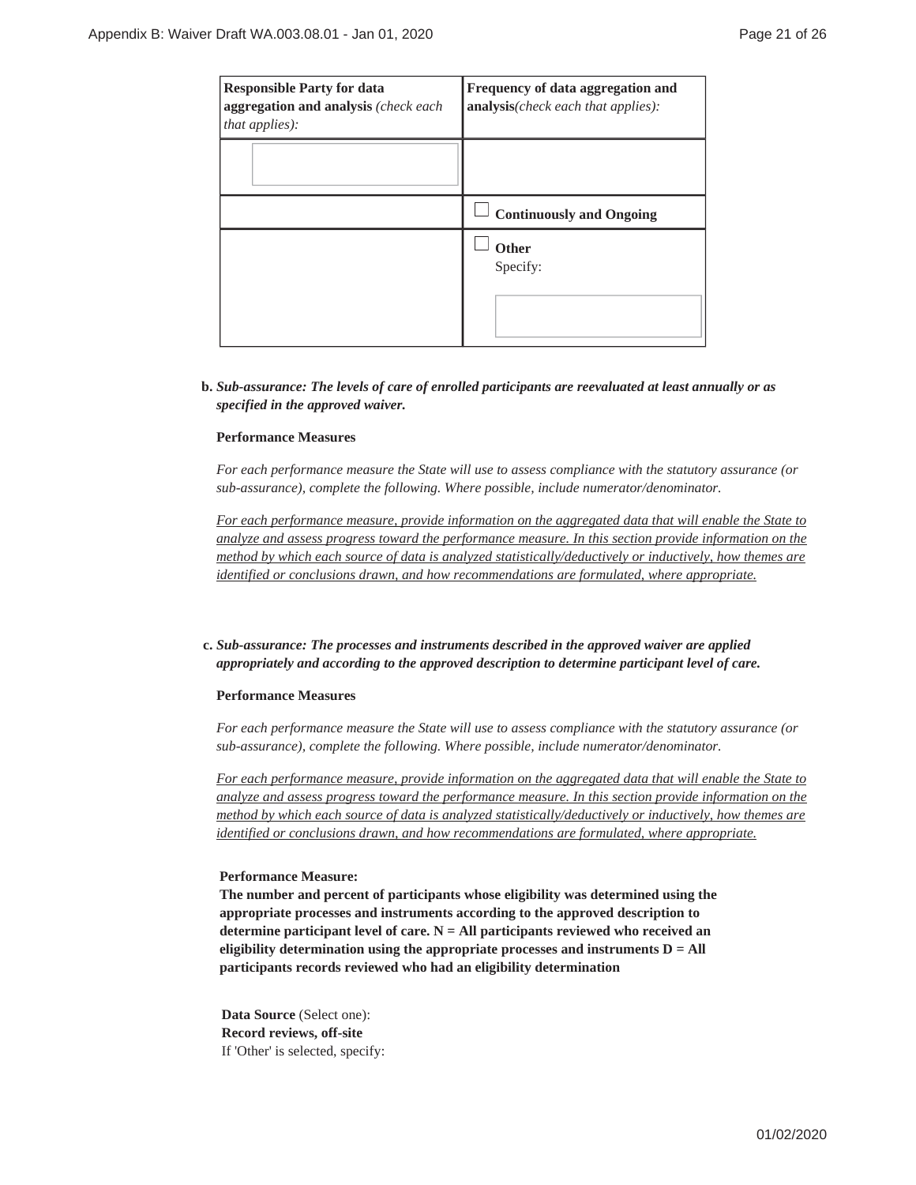| Responsible Party for data aggregation and analysis *(check each that applies):* | Frequency of data aggregation and analysis*(check each that applies):* |
|---|---|
| | |
| | ☐ **Continuously and Ongoing** |
| | ☐ **Other** Specify: |

**b.** ***Sub-assurance: The levels of care of enrolled participants are reevaluated at least annually or as specified in the approved waiver.***

**Performance Measures**

*For each performance measure the State will use to assess compliance with the statutory assurance (or sub-assurance), complete the following. Where possible, include numerator/denominator.*

*For each performance measure, provide information on the aggregated data that will enable the State to analyze and assess progress toward the performance measure. In this section provide information on the method by which each source of data is analyzed statistically/deductively or inductively, how themes are identified or conclusions drawn, and how recommendations are formulated, where appropriate.*

**c.** ***Sub-assurance: The processes and instruments described in the approved waiver are applied appropriately and according to the approved description to determine participant level of care.***

**Performance Measures**

*For each performance measure the State will use to assess compliance with the statutory assurance (or sub-assurance), complete the following. Where possible, include numerator/denominator.*

*For each performance measure, provide information on the aggregated data that will enable the State to analyze and assess progress toward the performance measure. In this section provide information on the method by which each source of data is analyzed statistically/deductively or inductively, how themes are identified or conclusions drawn, and how recommendations are formulated, where appropriate.*

**Performance Measure:**
**The number and percent of participants whose eligibility was determined using the appropriate processes and instruments according to the approved description to determine participant level of care. N = All participants reviewed who received an eligibility determination using the appropriate processes and instruments D = All participants records reviewed who had an eligibility determination**

**Data Source** (Select one):
**Record reviews, off-site**
If 'Other' is selected, specify: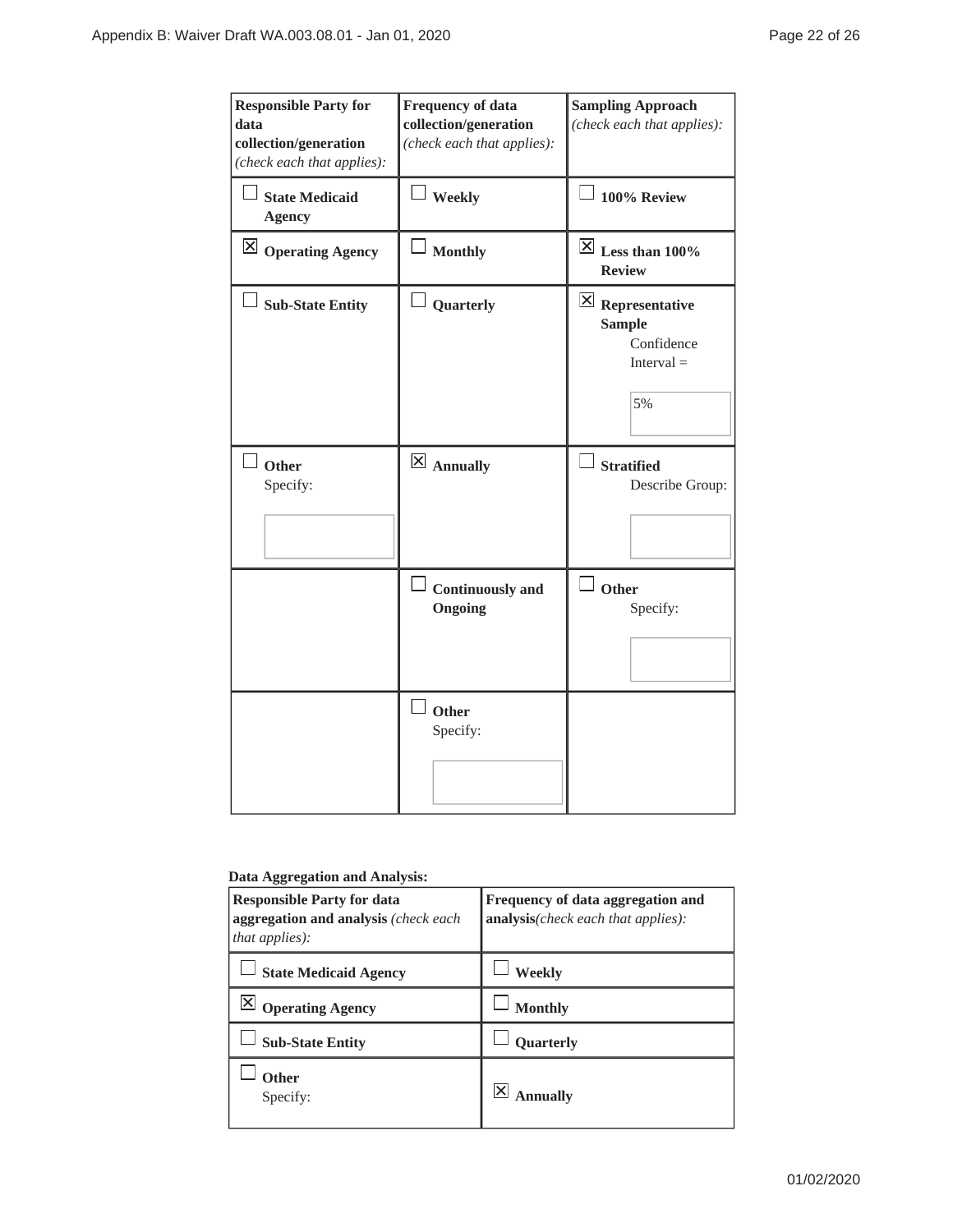| Responsible Party for data collection/generation *(check each that applies):* | Frequency of data collection/generation *(check each that applies):* | Sampling Approach *(check each that applies):* |
|---|---|---|
| ☐ **State Medicaid Agency** | ☐ **Weekly** | ☐ **100% Review** |
| ☒ **Operating Agency** | ☐ **Monthly** | ☒ **Less than 100% Review** |
| ☐ **Sub-State Entity** | ☐ **Quarterly** | ☒ **Representative Sample** Confidence Interval = 5% |
| ☐ **Other** Specify: | ☒ **Annually** | ☐ **Stratified** Describe Group: |
| | ☐ **Continuously and Ongoing** | ☐ **Other** Specify: |
| | ☐ **Other** Specify: | |

**Data Aggregation and Analysis:**

| Responsible Party for data aggregation and analysis *(check each that applies):* | Frequency of data aggregation and analysis*(check each that applies):* |
|---|---|
| ☐ **State Medicaid Agency** | ☐ **Weekly** |
| ☒ **Operating Agency** | ☐ **Monthly** |
| ☐ **Sub-State Entity** | ☐ **Quarterly** |
| ☐ **Other** Specify: | ☒ **Annually** |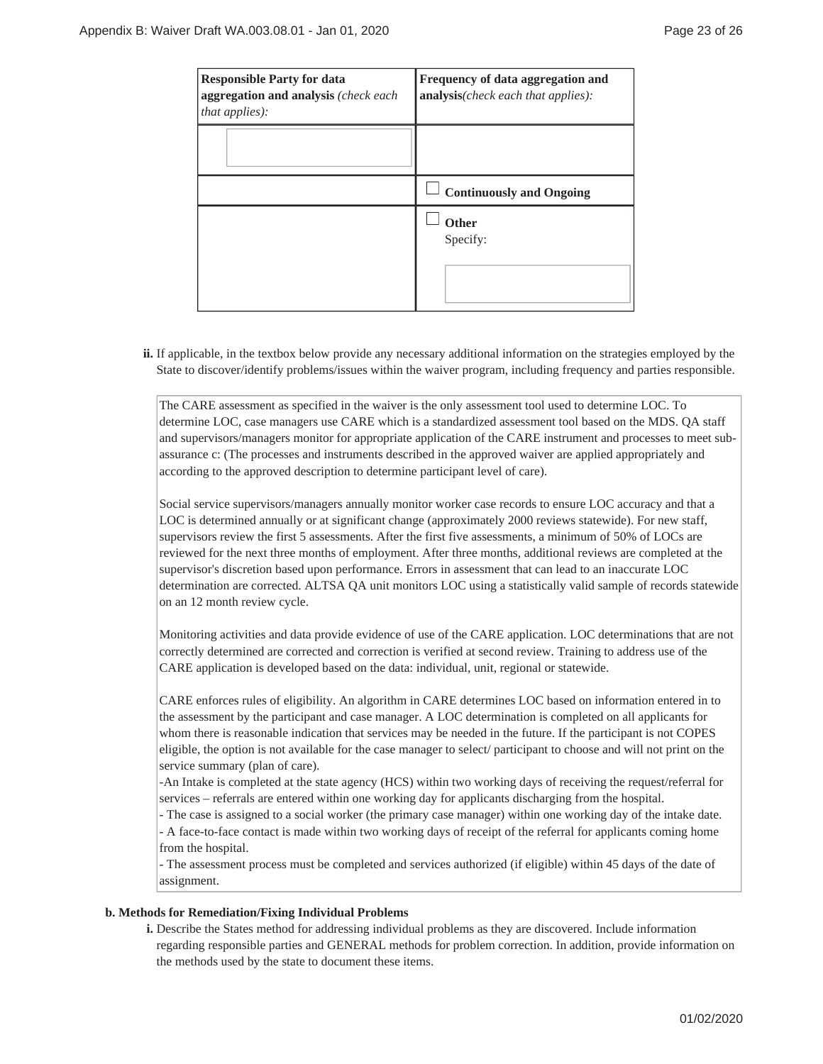| Responsible Party for data aggregation and analysis *(check each that applies):* | Frequency of data aggregation and analysis*(check each that applies):* |
|---|---|
| | |
| | ☐ **Continuously and Ongoing** |
| | ☐ **Other** Specify: |

**ii.** If applicable, in the textbox below provide any necessary additional information on the strategies employed by the State to discover/identify problems/issues within the waiver program, including frequency and parties responsible.

The CARE assessment as specified in the waiver is the only assessment tool used to determine LOC. To determine LOC, case managers use CARE which is a standardized assessment tool based on the MDS. QA staff and supervisors/managers monitor for appropriate application of the CARE instrument and processes to meet sub-assurance c: (The processes and instruments described in the approved waiver are applied appropriately and according to the approved description to determine participant level of care).

Social service supervisors/managers annually monitor worker case records to ensure LOC accuracy and that a LOC is determined annually or at significant change (approximately 2000 reviews statewide). For new staff, supervisors review the first 5 assessments. After the first five assessments, a minimum of 50% of LOCs are reviewed for the next three months of employment. After three months, additional reviews are completed at the supervisor's discretion based upon performance. Errors in assessment that can lead to an inaccurate LOC determination are corrected. ALTSA QA unit monitors LOC using a statistically valid sample of records statewide on an 12 month review cycle.

Monitoring activities and data provide evidence of use of the CARE application. LOC determinations that are not correctly determined are corrected and correction is verified at second review. Training to address use of the CARE application is developed based on the data: individual, unit, regional or statewide.

CARE enforces rules of eligibility. An algorithm in CARE determines LOC based on information entered in to the assessment by the participant and case manager. A LOC determination is completed on all applicants for whom there is reasonable indication that services may be needed in the future. If the participant is not COPES eligible, the option is not available for the case manager to select/ participant to choose and will not print on the service summary (plan of care).

-An Intake is completed at the state agency (HCS) within two working days of receiving the request/referral for services – referrals are entered within one working day for applicants discharging from the hospital.

- The case is assigned to a social worker (the primary case manager) within one working day of the intake date.
- A face-to-face contact is made within two working days of receipt of the referral for applicants coming home from the hospital.
- The assessment process must be completed and services authorized (if eligible) within 45 days of the date of assignment.

**b. Methods for Remediation/Fixing Individual Problems**

**i.** Describe the States method for addressing individual problems as they are discovered. Include information regarding responsible parties and GENERAL methods for problem correction. In addition, provide information on the methods used by the state to document these items.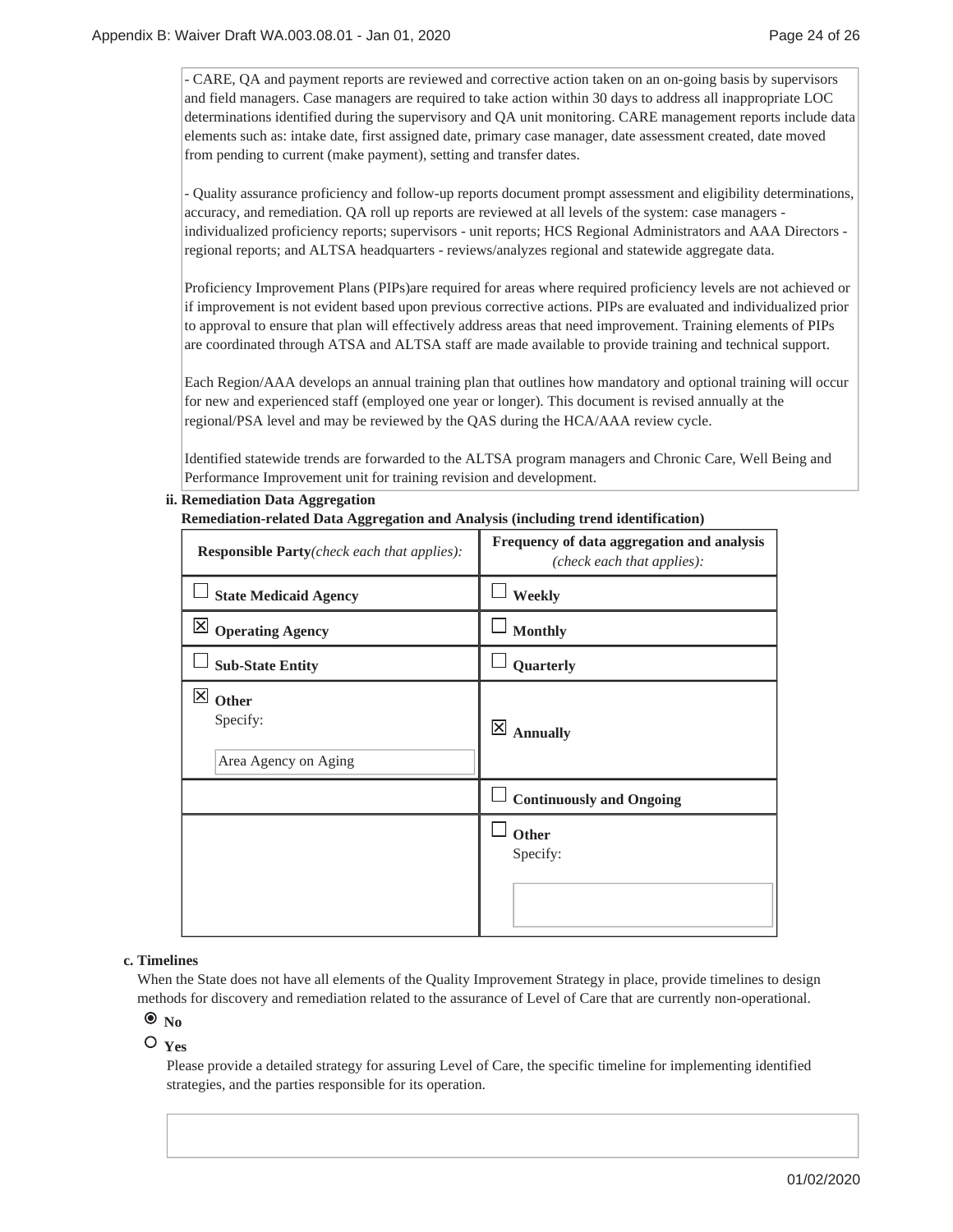- CARE, QA and payment reports are reviewed and corrective action taken on an on-going basis by supervisors and field managers. Case managers are required to take action within 30 days to address all inappropriate LOC determinations identified during the supervisory and QA unit monitoring. CARE management reports include data elements such as: intake date, first assigned date, primary case manager, date assessment created, date moved from pending to current (make payment), setting and transfer dates.

- Quality assurance proficiency and follow-up reports document prompt assessment and eligibility determinations, accuracy, and remediation. QA roll up reports are reviewed at all levels of the system: case managers - individualized proficiency reports; supervisors - unit reports; HCS Regional Administrators and AAA Directors - regional reports; and ALTSA headquarters - reviews/analyzes regional and statewide aggregate data.

Proficiency Improvement Plans (PIPs)are required for areas where required proficiency levels are not achieved or if improvement is not evident based upon previous corrective actions. PIPs are evaluated and individualized prior to approval to ensure that plan will effectively address areas that need improvement. Training elements of PIPs are coordinated through ATSA and ALTSA staff are made available to provide training and technical support.

Each Region/AAA develops an annual training plan that outlines how mandatory and optional training will occur for new and experienced staff (employed one year or longer). This document is revised annually at the regional/PSA level and may be reviewed by the QAS during the HCA/AAA review cycle.

Identified statewide trends are forwarded to the ALTSA program managers and Chronic Care, Well Being and Performance Improvement unit for training revision and development.

**ii. Remediation Data Aggregation**

**Remediation-related Data Aggregation and Analysis (including trend identification)**

| **Responsible Party** *(check each that applies):* | **Frequency of data aggregation and analysis** *(check each that applies):* |
|---|---|
| ☐ **State Medicaid Agency** | ☐ **Weekly** |
| ☒ **Operating Agency** | ☐ **Monthly** |
| ☐ **Sub-State Entity** | ☐ **Quarterly** |
| ☒ **Other** Specify: Area Agency on Aging | ☒ **Annually** |
| | ☐ **Continuously and Ongoing** |
| | ☐ **Other** Specify: |

**c. Timelines**

When the State does not have all elements of the Quality Improvement Strategy in place, provide timelines to design methods for discovery and remediation related to the assurance of Level of Care that are currently non-operational.

◉ **No**

○ **Yes**

Please provide a detailed strategy for assuring Level of Care, the specific timeline for implementing identified strategies, and the parties responsible for its operation.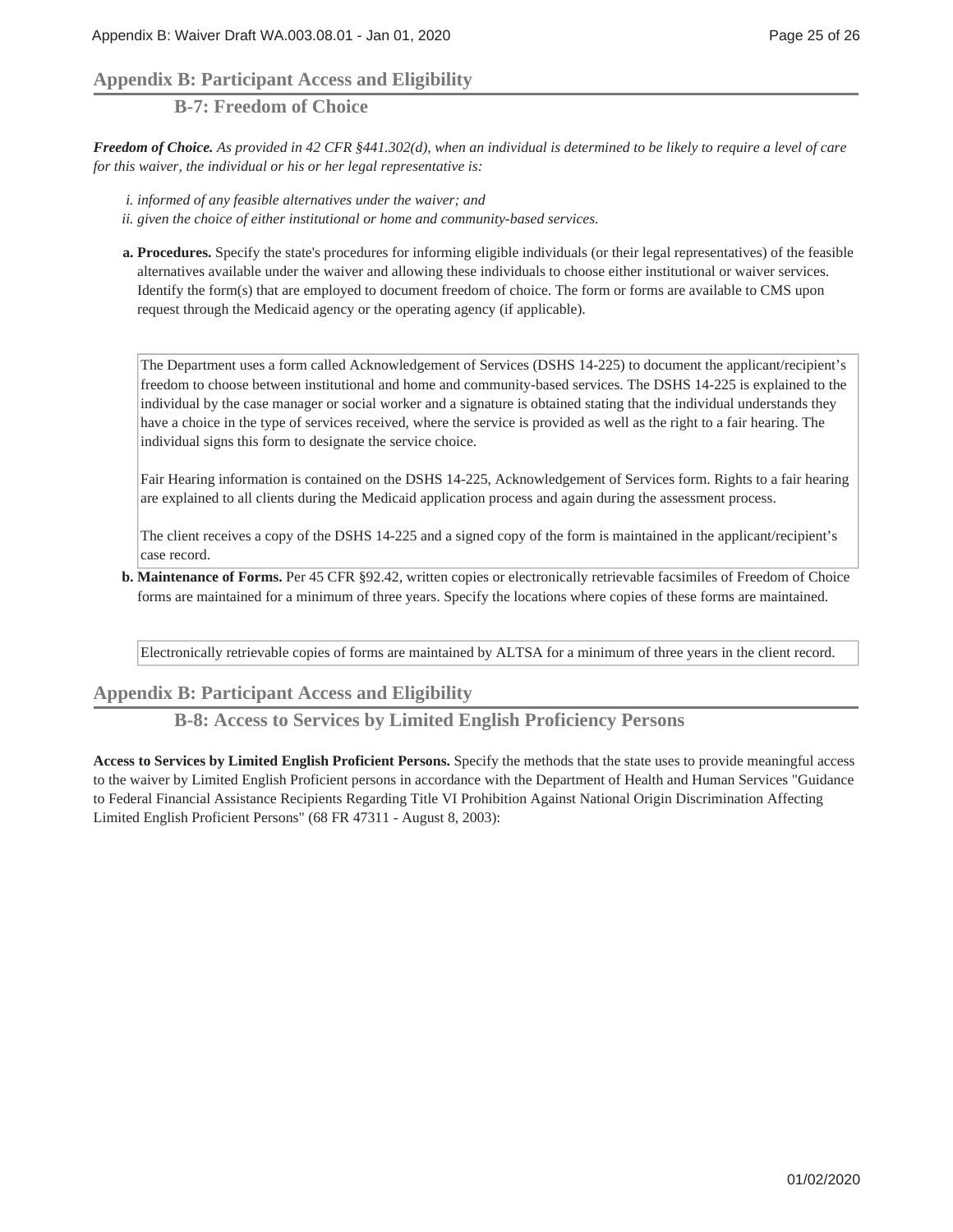## Appendix B: Participant Access and Eligibility

### B-7: Freedom of Choice

***Freedom of Choice.*** *As provided in 42 CFR §441.302(d), when an individual is determined to be likely to require a level of care for this waiver, the individual or his or her legal representative is:*

- *i. informed of any feasible alternatives under the waiver; and*
- *ii. given the choice of either institutional or home and community-based services.*

**a. Procedures.** Specify the state's procedures for informing eligible individuals (or their legal representatives) of the feasible alternatives available under the waiver and allowing these individuals to choose either institutional or waiver services. Identify the form(s) that are employed to document freedom of choice. The form or forms are available to CMS upon request through the Medicaid agency or the operating agency (if applicable).

The Department uses a form called Acknowledgement of Services (DSHS 14-225) to document the applicant/recipient's freedom to choose between institutional and home and community-based services. The DSHS 14-225 is explained to the individual by the case manager or social worker and a signature is obtained stating that the individual understands they have a choice in the type of services received, where the service is provided as well as the right to a fair hearing. The individual signs this form to designate the service choice.

Fair Hearing information is contained on the DSHS 14-225, Acknowledgement of Services form. Rights to a fair hearing are explained to all clients during the Medicaid application process and again during the assessment process.

The client receives a copy of the DSHS 14-225 and a signed copy of the form is maintained in the applicant/recipient's case record.

**b. Maintenance of Forms.** Per 45 CFR §92.42, written copies or electronically retrievable facsimiles of Freedom of Choice forms are maintained for a minimum of three years. Specify the locations where copies of these forms are maintained.

Electronically retrievable copies of forms are maintained by ALTSA for a minimum of three years in the client record.

## Appendix B: Participant Access and Eligibility

### B-8: Access to Services by Limited English Proficiency Persons

**Access to Services by Limited English Proficient Persons.** Specify the methods that the state uses to provide meaningful access to the waiver by Limited English Proficient persons in accordance with the Department of Health and Human Services "Guidance to Federal Financial Assistance Recipients Regarding Title VI Prohibition Against National Origin Discrimination Affecting Limited English Proficient Persons" (68 FR 47311 - August 8, 2003):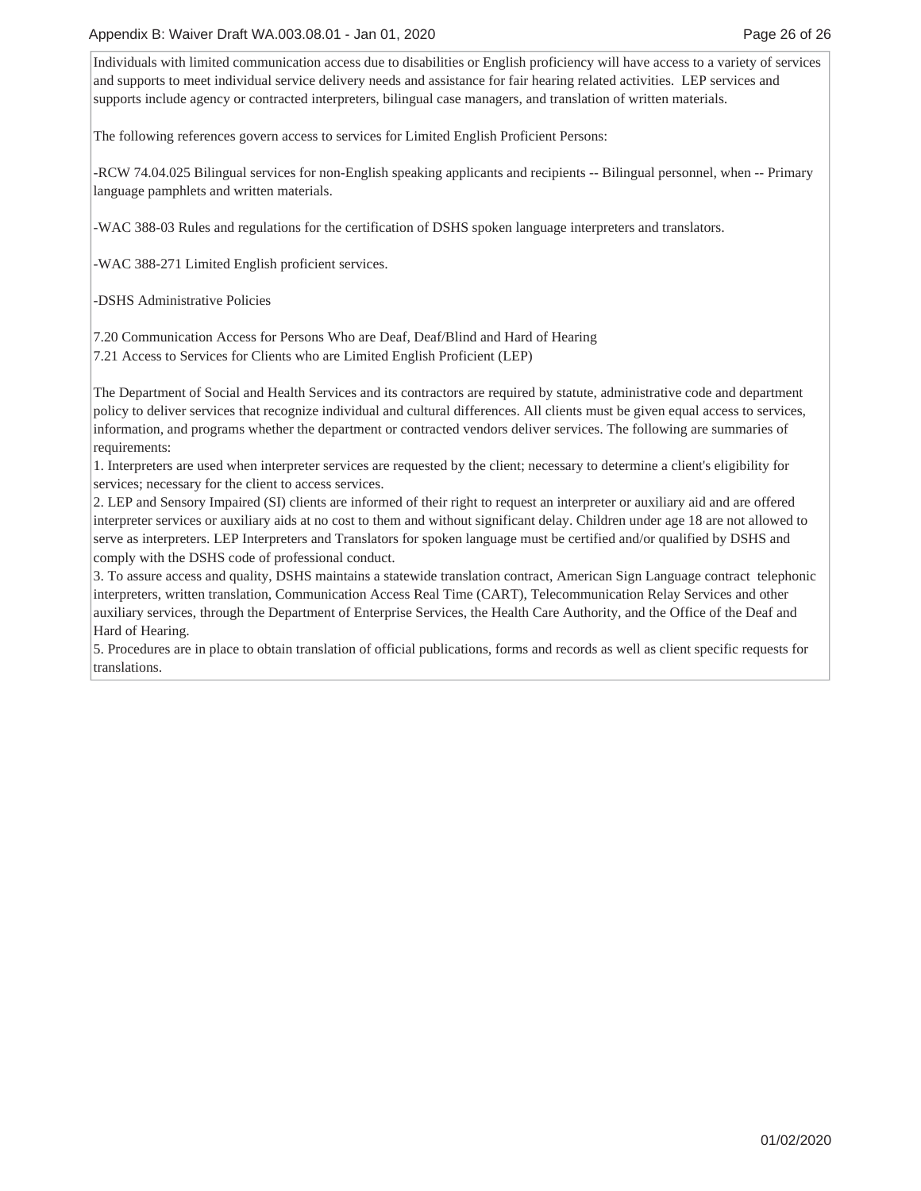Individuals with limited communication access due to disabilities or English proficiency will have access to a variety of services and supports to meet individual service delivery needs and assistance for fair hearing related activities. LEP services and supports include agency or contracted interpreters, bilingual case managers, and translation of written materials.

The following references govern access to services for Limited English Proficient Persons:

-RCW 74.04.025 Bilingual services for non-English speaking applicants and recipients -- Bilingual personnel, when -- Primary language pamphlets and written materials.

-WAC 388-03 Rules and regulations for the certification of DSHS spoken language interpreters and translators.

-WAC 388-271 Limited English proficient services.

-DSHS Administrative Policies

7.20 Communication Access for Persons Who are Deaf, Deaf/Blind and Hard of Hearing
7.21 Access to Services for Clients who are Limited English Proficient (LEP)

The Department of Social and Health Services and its contractors are required by statute, administrative code and department policy to deliver services that recognize individual and cultural differences. All clients must be given equal access to services, information, and programs whether the department or contracted vendors deliver services. The following are summaries of requirements:

1. Interpreters are used when interpreter services are requested by the client; necessary to determine a client's eligibility for services; necessary for the client to access services.
2. LEP and Sensory Impaired (SI) clients are informed of their right to request an interpreter or auxiliary aid and are offered interpreter services or auxiliary aids at no cost to them and without significant delay. Children under age 18 are not allowed to serve as interpreters. LEP Interpreters and Translators for spoken language must be certified and/or qualified by DSHS and comply with the DSHS code of professional conduct.
3. To assure access and quality, DSHS maintains a statewide translation contract, American Sign Language contract telephonic interpreters, written translation, Communication Access Real Time (CART), Telecommunication Relay Services and other auxiliary services, through the Department of Enterprise Services, the Health Care Authority, and the Office of the Deaf and Hard of Hearing.
5. Procedures are in place to obtain translation of official publications, forms and records as well as client specific requests for translations.